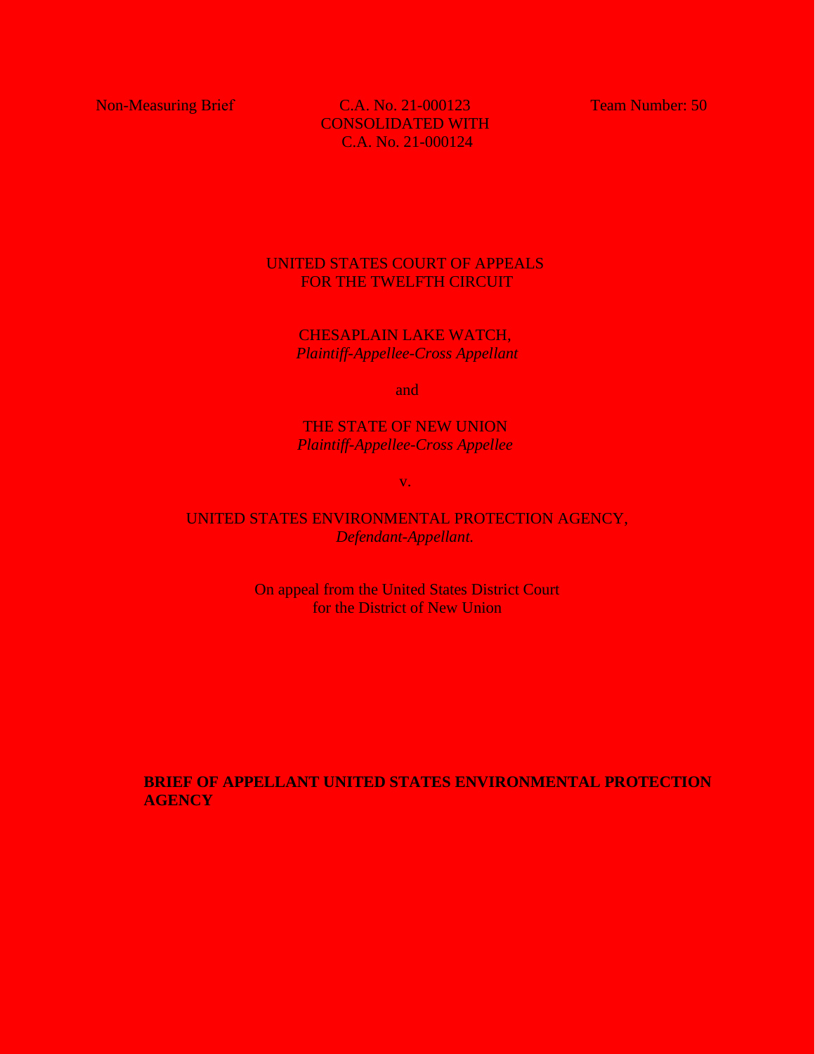Non-Measuring Brief

C.A. No. 21-000123
CONSOLIDATED WITH
C.A. No. 21-000124

Team Number: 50

UNITED STATES COURT OF APPEALS
FOR THE TWELFTH CIRCUIT

CHESAPLAIN LAKE WATCH,
*Plaintiff-Appellee-Cross Appellant*

and

THE STATE OF NEW UNION
*Plaintiff-Appellee-Cross Appellee*

v.

UNITED STATES ENVIRONMENTAL PROTECTION AGENCY,
*Defendant-Appellant.*

On appeal from the United States District Court
for the District of New Union

**BRIEF OF APPELLANT UNITED STATES ENVIRONMENTAL PROTECTION AGENCY**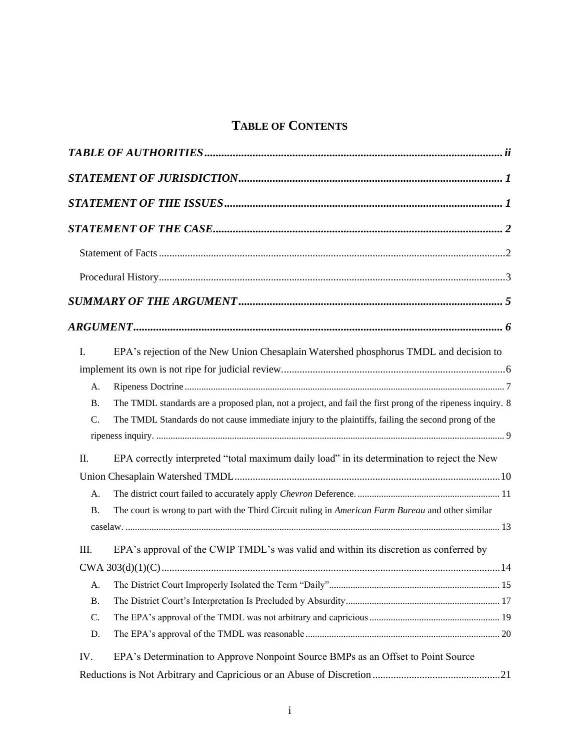# TABLE OF CONTENTS

*TABLE OF AUTHORITIES* ........................................................................................................ *ii*

*STATEMENT OF JURISDICTION* ............................................................................................ *1*

*STATEMENT OF THE ISSUES* ................................................................................................ *1*

*STATEMENT OF THE CASE* ................................................................................................... *2*

Statement of Facts ........................................................................................................................ 2

Procedural History ....................................................................................................................... 3

*SUMMARY OF THE ARGUMENT* .......................................................................................... *5*

*ARGUMENT* .............................................................................................................................. *6*

I. EPA's rejection of the New Union Chesaplain Watershed phosphorus TMDL and decision to implement its own is not ripe for judicial review. .................................................................................... 6

A. Ripeness Doctrine ..................................................................................................................... 7

B. The TMDL standards are a proposed plan, not a project, and fail the first prong of the ripeness inquiry. 8

C. The TMDL Standards do not cause immediate injury to the plaintiffs, failing the second prong of the ripeness inquiry. ..................................................................................................................... 9

II. EPA correctly interpreted "total maximum daily load" in its determination to reject the New Union Chesaplain Watershed TMDL ................................................................................................ 10

A. The district court failed to accurately apply *Chevron* Deference. ............................................... 11

B. The court is wrong to part with the Third Circuit ruling in *American Farm Bureau* and other similar caselaw. ..................................................................................................................................... 13

III. EPA's approval of the CWIP TMDL's was valid and within its discretion as conferred by CWA 303(d)(1)(C) .......................................................................................................................... 14

A. The District Court Improperly Isolated the Term "Daily" ........................................................... 15

B. The District Court's Interpretation Is Precluded by Absurdity ................................................... 17

C. The EPA's approval of the TMDL was not arbitrary and capricious .......................................... 19

D. The EPA's approval of the TMDL was reasonable ..................................................................... 20

IV. EPA's Determination to Approve Nonpoint Source BMPs as an Offset to Point Source Reductions is Not Arbitrary and Capricious or an Abuse of Discretion ................................................ 21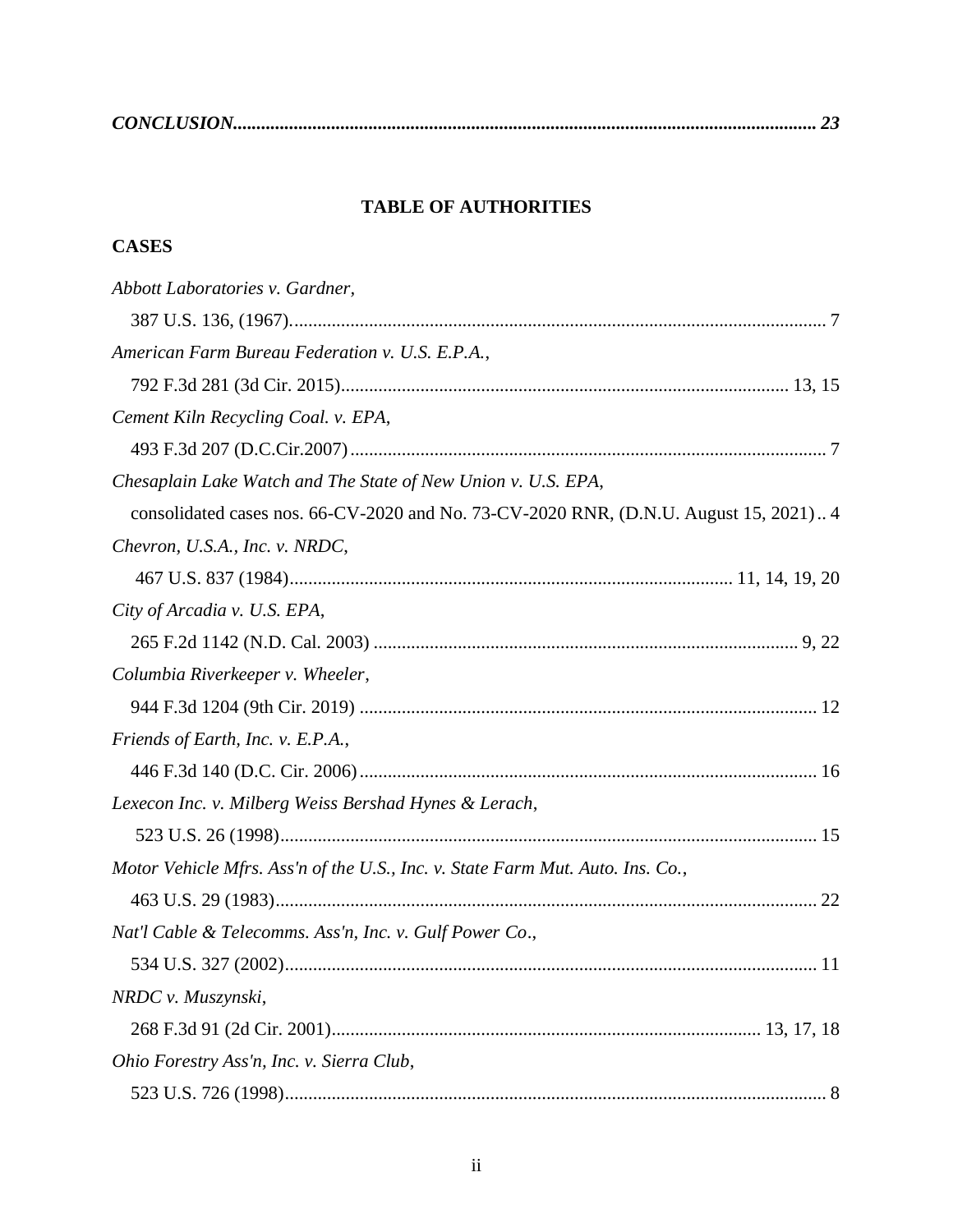***CONCLUSION*............................................................................................................................ 23**

## TABLE OF AUTHORITIES

### CASES

*Abbott Laboratories v. Gardner*,
387 U.S. 136, (1967)................................................................................................................... 7

*American Farm Bureau Federation v. U.S. E.P.A.*,
792 F.3d 281 (3d Cir. 2015)................................................................................................ 13, 15

*Cement Kiln Recycling Coal. v. EPA*,
493 F.3d 207 (D.C.Cir.2007)...................................................................................................... 7

*Chesaplain Lake Watch and The State of New Union v. U.S. EPA*,
consolidated cases nos. 66-CV-2020 and No. 73-CV-2020 RNR, (D.N.U. August 15, 2021).. 4

*Chevron, U.S.A., Inc. v. NRDC*,
467 U.S. 837 (1984)............................................................................................... 11, 14, 19, 20

*City of Arcadia v. U.S. EPA*,
265 F.2d 1142 (N.D. Cal. 2003) ............................................................................................ 9, 22

*Columbia Riverkeeper v. Wheeler*,
944 F.3d 1204 (9th Cir. 2019) .................................................................................................. 12

*Friends of Earth, Inc. v. E.P.A.*,
446 F.3d 140 (D.C. Cir. 2006).................................................................................................. 16

*Lexecon Inc. v. Milberg Weiss Bershad Hynes & Lerach*,
523 U.S. 26 (1998).................................................................................................................... 15

*Motor Vehicle Mfrs. Ass'n of the U.S., Inc. v. State Farm Mut. Auto. Ins. Co.*,
463 U.S. 29 (1983).................................................................................................................... 22

*Nat'l Cable & Telecomms. Ass'n, Inc. v. Gulf Power Co*.,
534 U.S. 327 (2002).................................................................................................................. 11

*NRDC v. Muszynski*,
268 F.3d 91 (2d Cir. 2001)............................................................................................ 13, 17, 18

*Ohio Forestry Ass'n, Inc. v. Sierra Club*,
523 U.S. 726 (1998).................................................................................................................... 8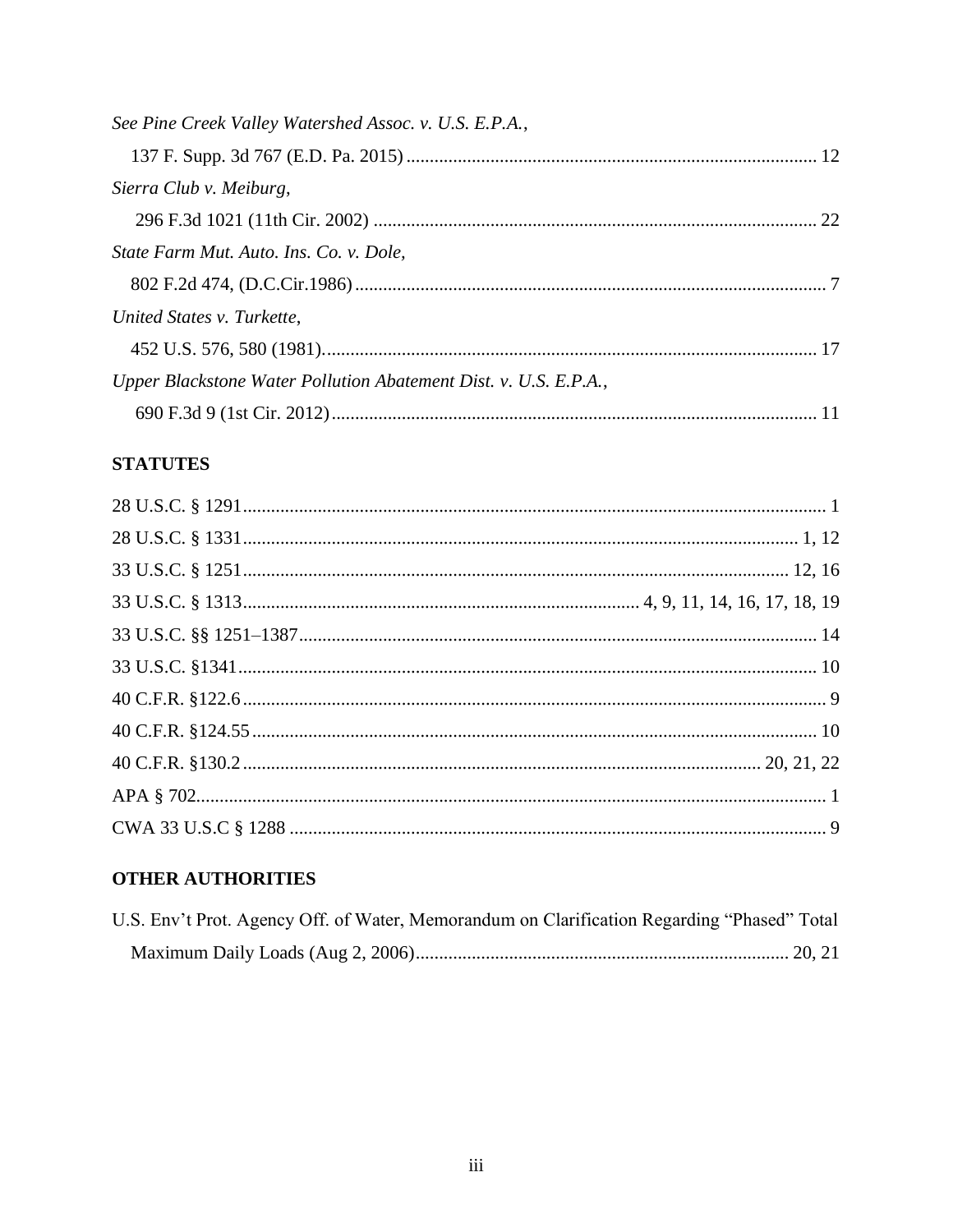*See Pine Creek Valley Watershed Assoc. v. U.S. E.P.A.*,
137 F. Supp. 3d 767 (E.D. Pa. 2015) .......................................................................................... 12

*Sierra Club v. Meiburg*,
296 F.3d 1021 (11th Cir. 2002) ................................................................................................ 22

*State Farm Mut. Auto. Ins. Co. v. Dole*,
802 F.2d 474, (D.C.Cir.1986) ..................................................................................................... 7

*United States v. Turkette*,
452 U.S. 576, 580 (1981)........................................................................................................... 17

*Upper Blackstone Water Pollution Abatement Dist. v. U.S. E.P.A.*,
690 F.3d 9 (1st Cir. 2012) ......................................................................................................... 11

### STATUTES

28 U.S.C. § 1291 ............................................................................................................................ 1

28 U.S.C. § 1331 ...................................................................................................................... 1, 12

33 U.S.C. § 1251 .................................................................................................................... 12, 16

33 U.S.C. § 1313 .................................................................................... 4, 9, 11, 14, 16, 17, 18, 19

33 U.S.C. §§ 1251–1387 ............................................................................................................... 14

33 U.S.C. §1341 ........................................................................................................................... 10

40 C.F.R. §122.6 ............................................................................................................................. 9

40 C.F.R. §124.55 ......................................................................................................................... 10

40 C.F.R. §130.2 ............................................................................................................ 20, 21, 22

APA § 702...................................................................................................................................... 1

CWA 33 U.S.C § 1288 ................................................................................................................... 9

### OTHER AUTHORITIES

U.S. Env't Prot. Agency Off. of Water, Memorandum on Clarification Regarding "Phased" Total Maximum Daily Loads (Aug 2, 2006)............................................................................... 20, 21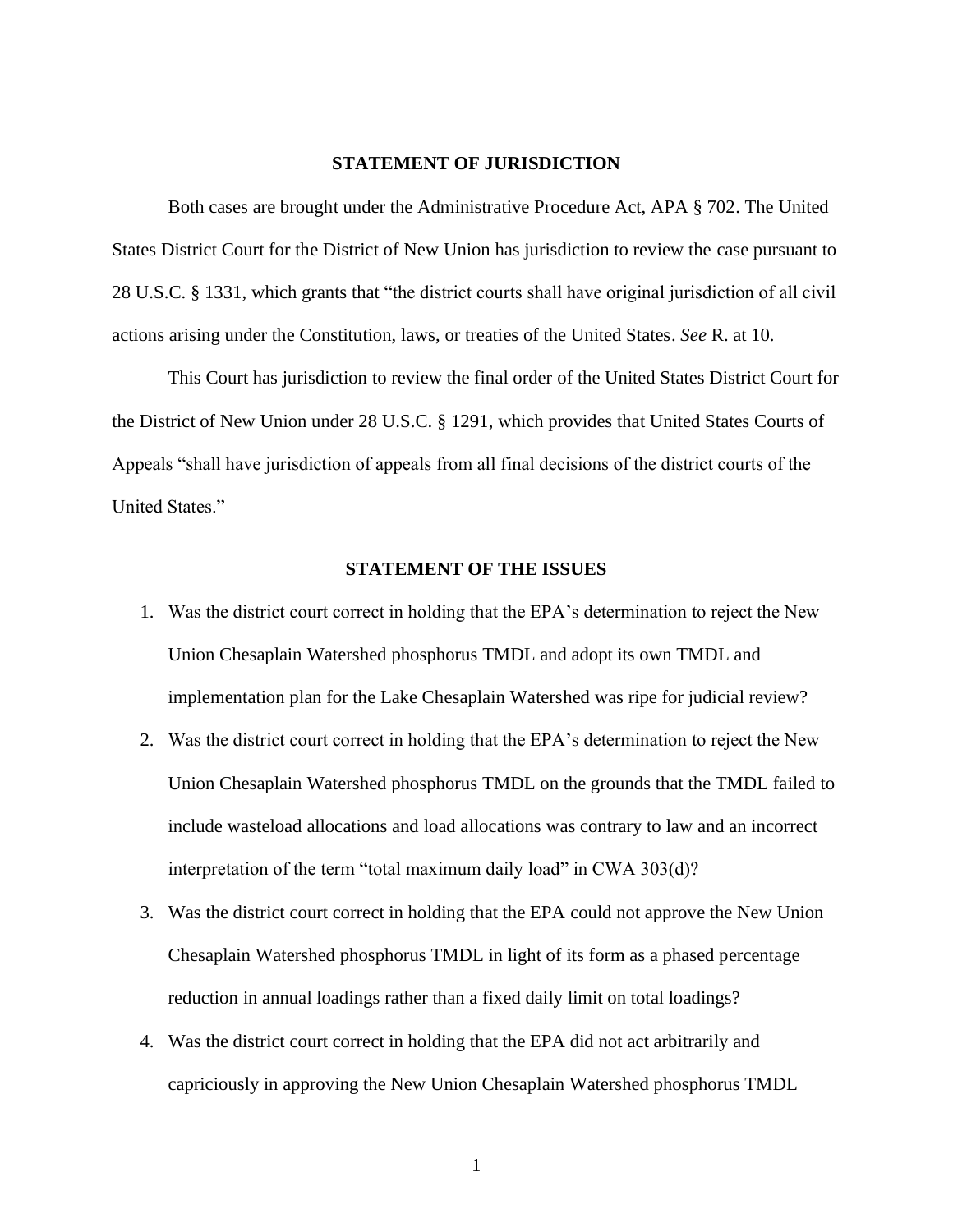## STATEMENT OF JURISDICTION

Both cases are brought under the Administrative Procedure Act, APA § 702. The United States District Court for the District of New Union has jurisdiction to review the case pursuant to 28 U.S.C. § 1331, which grants that "the district courts shall have original jurisdiction of all civil actions arising under the Constitution, laws, or treaties of the United States. *See* R. at 10.

This Court has jurisdiction to review the final order of the United States District Court for the District of New Union under 28 U.S.C. § 1291, which provides that United States Courts of Appeals "shall have jurisdiction of appeals from all final decisions of the district courts of the United States."

## STATEMENT OF THE ISSUES

1. Was the district court correct in holding that the EPA's determination to reject the New Union Chesaplain Watershed phosphorus TMDL and adopt its own TMDL and implementation plan for the Lake Chesaplain Watershed was ripe for judicial review?
2. Was the district court correct in holding that the EPA's determination to reject the New Union Chesaplain Watershed phosphorus TMDL on the grounds that the TMDL failed to include wasteload allocations and load allocations was contrary to law and an incorrect interpretation of the term "total maximum daily load" in CWA 303(d)?
3. Was the district court correct in holding that the EPA could not approve the New Union Chesaplain Watershed phosphorus TMDL in light of its form as a phased percentage reduction in annual loadings rather than a fixed daily limit on total loadings?
4. Was the district court correct in holding that the EPA did not act arbitrarily and capriciously in approving the New Union Chesaplain Watershed phosphorus TMDL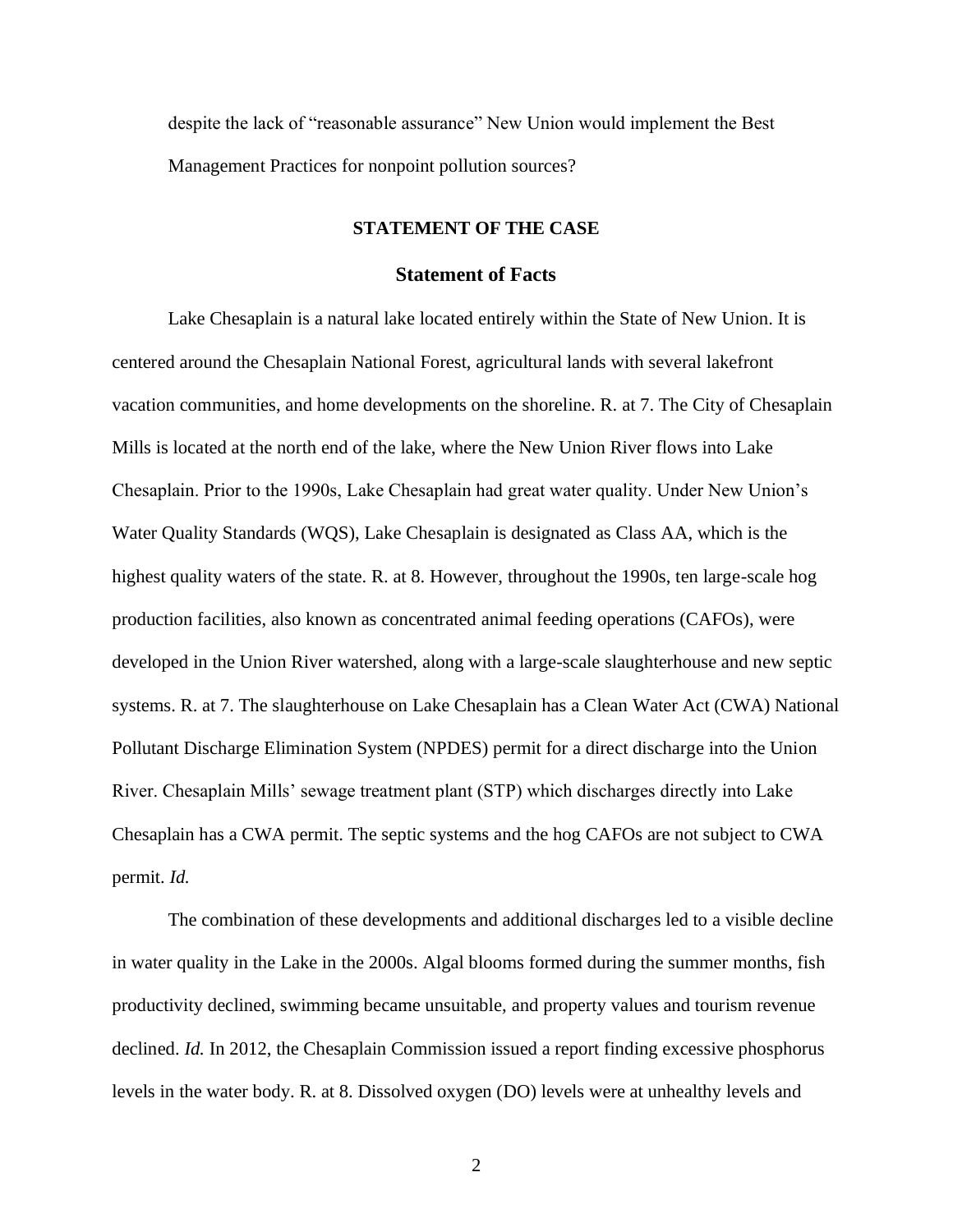despite the lack of "reasonable assurance" New Union would implement the Best Management Practices for nonpoint pollution sources?

## STATEMENT OF THE CASE

### Statement of Facts

Lake Chesaplain is a natural lake located entirely within the State of New Union. It is centered around the Chesaplain National Forest, agricultural lands with several lakefront vacation communities, and home developments on the shoreline. R. at 7. The City of Chesaplain Mills is located at the north end of the lake, where the New Union River flows into Lake Chesaplain. Prior to the 1990s, Lake Chesaplain had great water quality. Under New Union's Water Quality Standards (WQS), Lake Chesaplain is designated as Class AA, which is the highest quality waters of the state. R. at 8. However, throughout the 1990s, ten large-scale hog production facilities, also known as concentrated animal feeding operations (CAFOs), were developed in the Union River watershed, along with a large-scale slaughterhouse and new septic systems. R. at 7. The slaughterhouse on Lake Chesaplain has a Clean Water Act (CWA) National Pollutant Discharge Elimination System (NPDES) permit for a direct discharge into the Union River. Chesaplain Mills' sewage treatment plant (STP) which discharges directly into Lake Chesaplain has a CWA permit. The septic systems and the hog CAFOs are not subject to CWA permit. *Id.*

The combination of these developments and additional discharges led to a visible decline in water quality in the Lake in the 2000s. Algal blooms formed during the summer months, fish productivity declined, swimming became unsuitable, and property values and tourism revenue declined. *Id.* In 2012, the Chesaplain Commission issued a report finding excessive phosphorus levels in the water body. R. at 8. Dissolved oxygen (DO) levels were at unhealthy levels and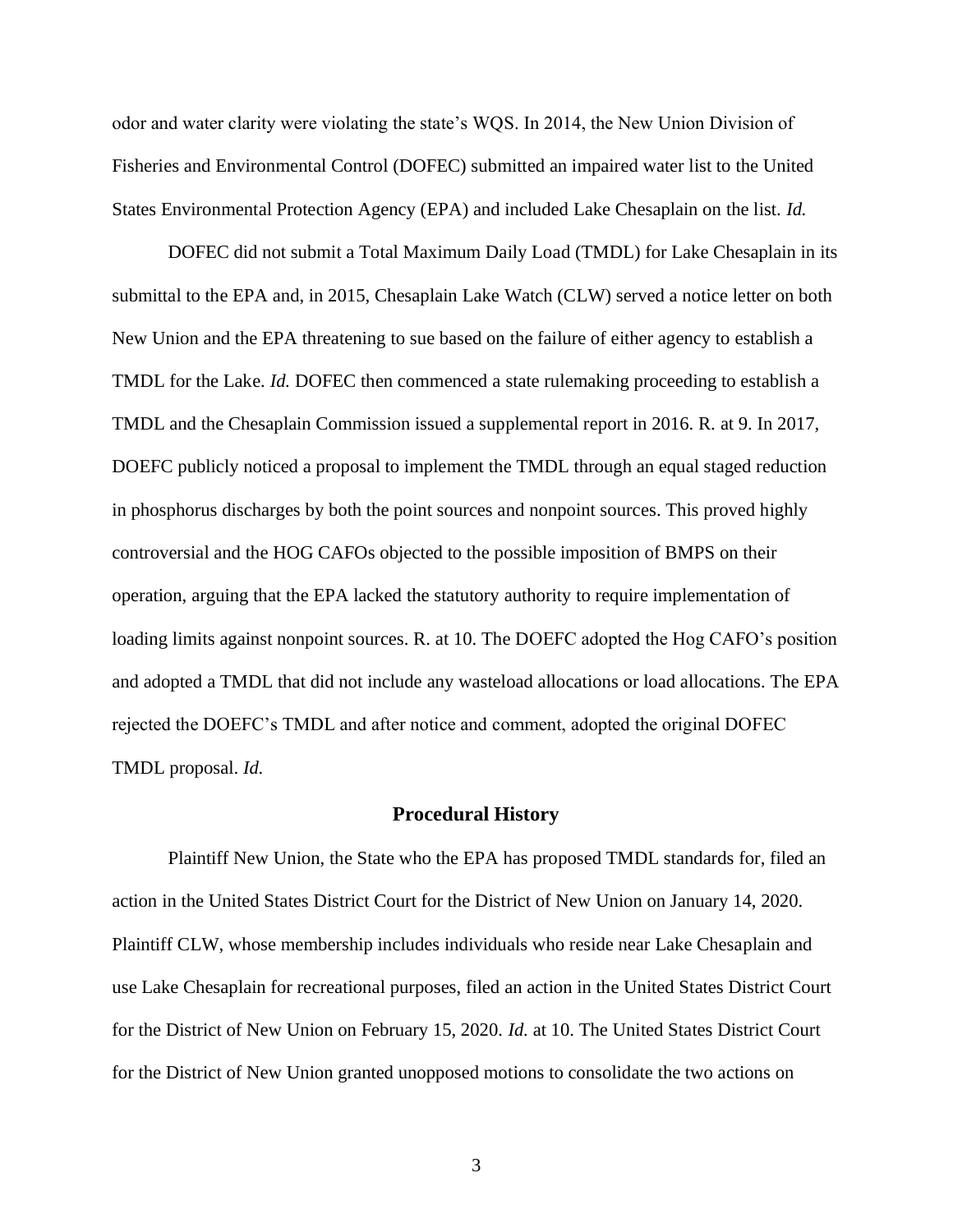odor and water clarity were violating the state's WQS. In 2014, the New Union Division of Fisheries and Environmental Control (DOFEC) submitted an impaired water list to the United States Environmental Protection Agency (EPA) and included Lake Chesaplain on the list. *Id.*

DOFEC did not submit a Total Maximum Daily Load (TMDL) for Lake Chesaplain in its submittal to the EPA and, in 2015, Chesaplain Lake Watch (CLW) served a notice letter on both New Union and the EPA threatening to sue based on the failure of either agency to establish a TMDL for the Lake. *Id.* DOFEC then commenced a state rulemaking proceeding to establish a TMDL and the Chesaplain Commission issued a supplemental report in 2016. R. at 9. In 2017, DOEFC publicly noticed a proposal to implement the TMDL through an equal staged reduction in phosphorus discharges by both the point sources and nonpoint sources. This proved highly controversial and the HOG CAFOs objected to the possible imposition of BMPS on their operation, arguing that the EPA lacked the statutory authority to require implementation of loading limits against nonpoint sources. R. at 10. The DOEFC adopted the Hog CAFO's position and adopted a TMDL that did not include any wasteload allocations or load allocations. The EPA rejected the DOEFC's TMDL and after notice and comment, adopted the original DOFEC TMDL proposal. *Id.*

## Procedural History

Plaintiff New Union, the State who the EPA has proposed TMDL standards for, filed an action in the United States District Court for the District of New Union on January 14, 2020. Plaintiff CLW, whose membership includes individuals who reside near Lake Chesaplain and use Lake Chesaplain for recreational purposes, filed an action in the United States District Court for the District of New Union on February 15, 2020. *Id.* at 10. The United States District Court for the District of New Union granted unopposed motions to consolidate the two actions on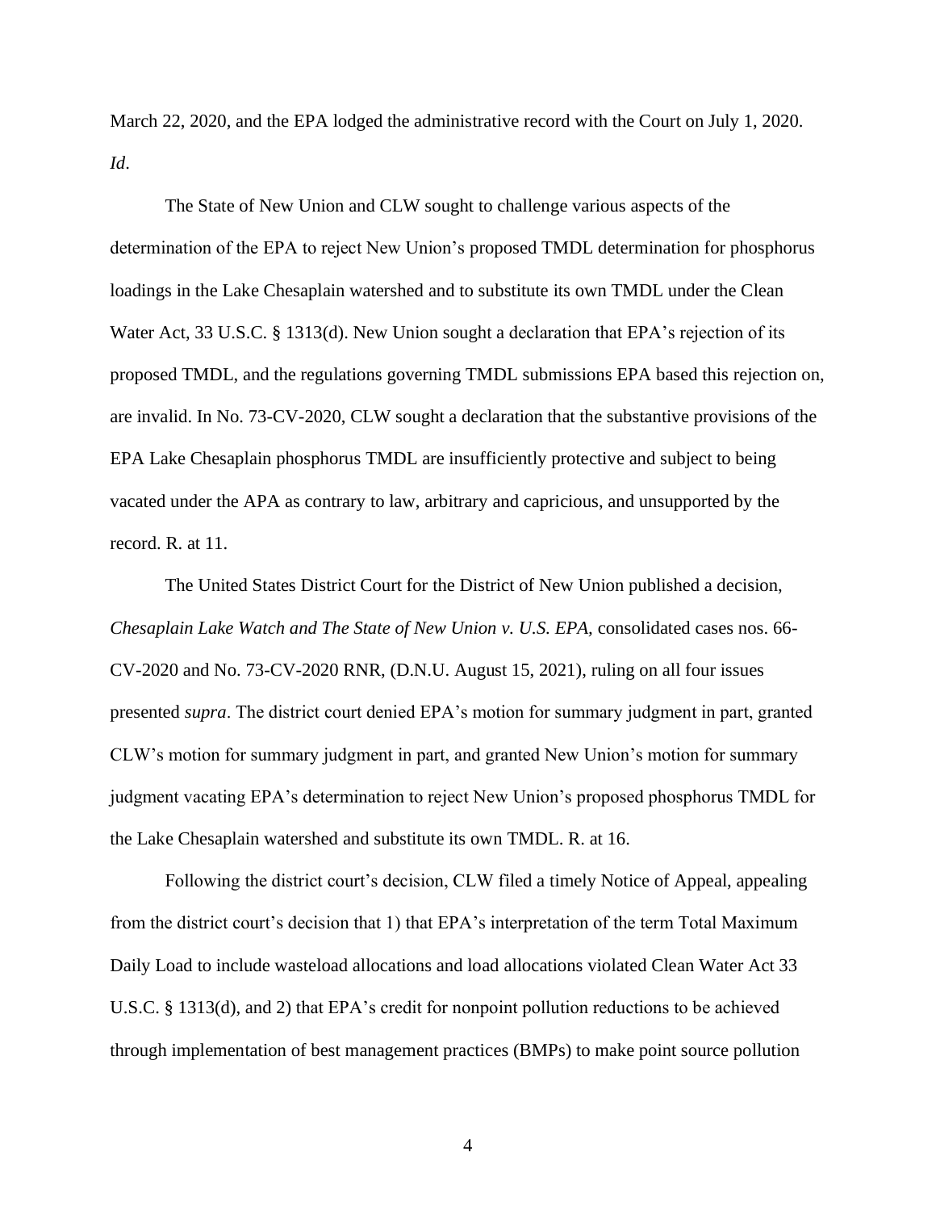March 22, 2020, and the EPA lodged the administrative record with the Court on July 1, 2020. *Id*.

The State of New Union and CLW sought to challenge various aspects of the determination of the EPA to reject New Union's proposed TMDL determination for phosphorus loadings in the Lake Chesaplain watershed and to substitute its own TMDL under the Clean Water Act, 33 U.S.C. § 1313(d). New Union sought a declaration that EPA's rejection of its proposed TMDL, and the regulations governing TMDL submissions EPA based this rejection on, are invalid. In No. 73-CV-2020, CLW sought a declaration that the substantive provisions of the EPA Lake Chesaplain phosphorus TMDL are insufficiently protective and subject to being vacated under the APA as contrary to law, arbitrary and capricious, and unsupported by the record. R. at 11.

The United States District Court for the District of New Union published a decision, *Chesaplain Lake Watch and The State of New Union v. U.S. EPA,* consolidated cases nos. 66-CV-2020 and No. 73-CV-2020 RNR, (D.N.U. August 15, 2021), ruling on all four issues presented *supra*. The district court denied EPA's motion for summary judgment in part, granted CLW's motion for summary judgment in part, and granted New Union's motion for summary judgment vacating EPA's determination to reject New Union's proposed phosphorus TMDL for the Lake Chesaplain watershed and substitute its own TMDL. R. at 16.

Following the district court's decision, CLW filed a timely Notice of Appeal, appealing from the district court's decision that 1) that EPA's interpretation of the term Total Maximum Daily Load to include wasteload allocations and load allocations violated Clean Water Act 33 U.S.C. § 1313(d), and 2) that EPA's credit for nonpoint pollution reductions to be achieved through implementation of best management practices (BMPs) to make point source pollution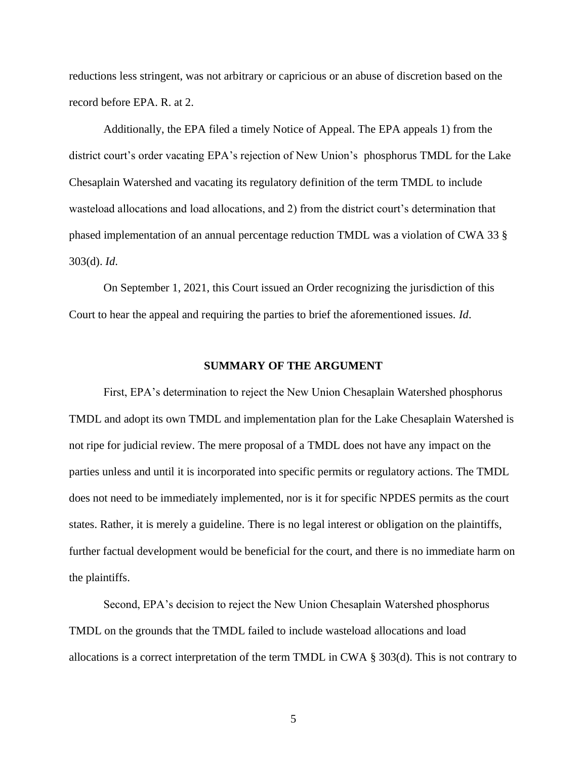reductions less stringent, was not arbitrary or capricious or an abuse of discretion based on the record before EPA. R. at 2.

Additionally, the EPA filed a timely Notice of Appeal. The EPA appeals 1) from the district court's order vacating EPA's rejection of New Union's phosphorus TMDL for the Lake Chesaplain Watershed and vacating its regulatory definition of the term TMDL to include wasteload allocations and load allocations, and 2) from the district court's determination that phased implementation of an annual percentage reduction TMDL was a violation of CWA 33 § 303(d). *Id*.

On September 1, 2021, this Court issued an Order recognizing the jurisdiction of this Court to hear the appeal and requiring the parties to brief the aforementioned issues. *Id*.

## SUMMARY OF THE ARGUMENT

First, EPA's determination to reject the New Union Chesaplain Watershed phosphorus TMDL and adopt its own TMDL and implementation plan for the Lake Chesaplain Watershed is not ripe for judicial review. The mere proposal of a TMDL does not have any impact on the parties unless and until it is incorporated into specific permits or regulatory actions. The TMDL does not need to be immediately implemented, nor is it for specific NPDES permits as the court states. Rather, it is merely a guideline. There is no legal interest or obligation on the plaintiffs, further factual development would be beneficial for the court, and there is no immediate harm on the plaintiffs.

Second, EPA's decision to reject the New Union Chesaplain Watershed phosphorus TMDL on the grounds that the TMDL failed to include wasteload allocations and load allocations is a correct interpretation of the term TMDL in CWA § 303(d). This is not contrary to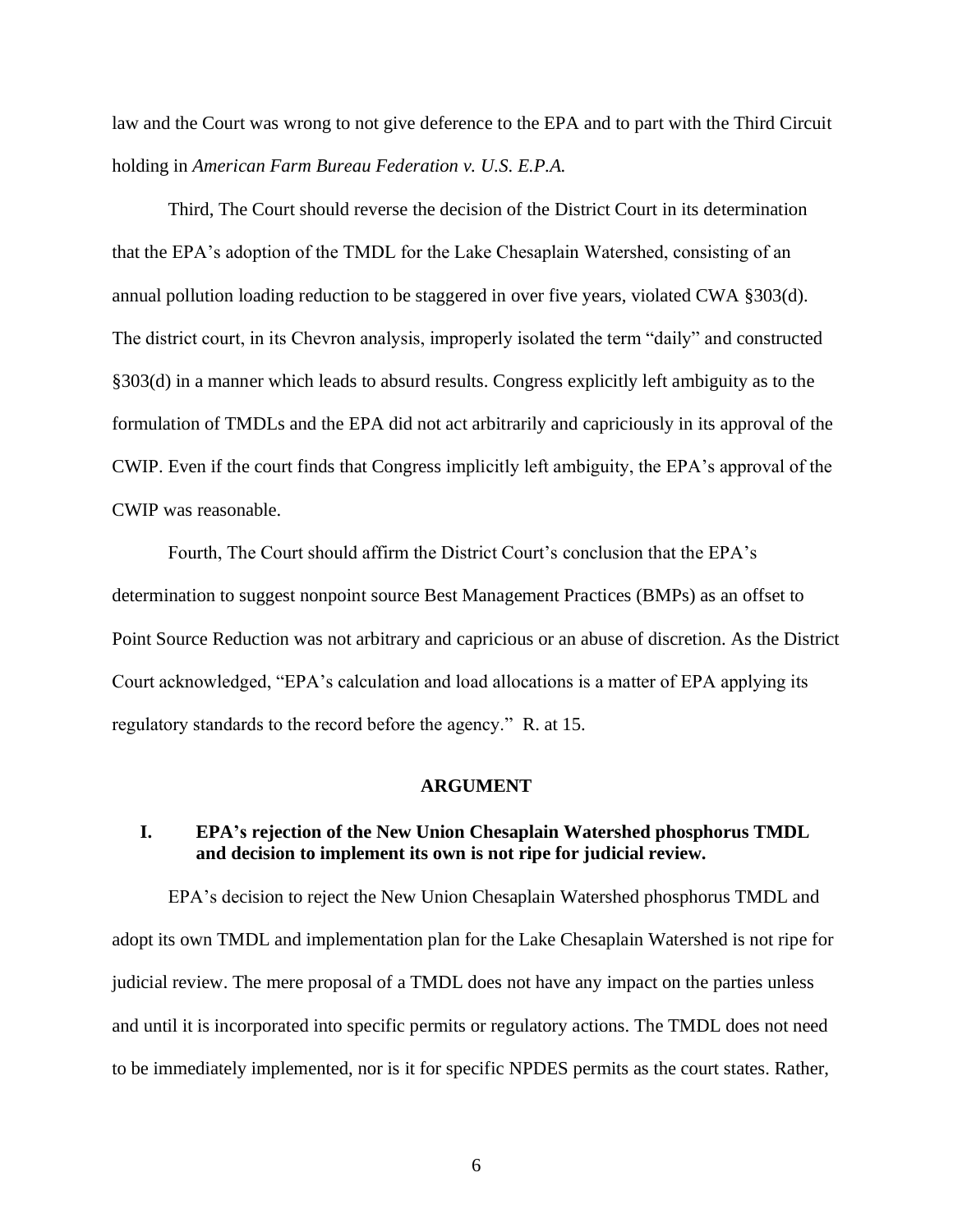law and the Court was wrong to not give deference to the EPA and to part with the Third Circuit holding in *American Farm Bureau Federation v. U.S. E.P.A.*

Third, The Court should reverse the decision of the District Court in its determination that the EPA's adoption of the TMDL for the Lake Chesaplain Watershed, consisting of an annual pollution loading reduction to be staggered in over five years, violated CWA §303(d). The district court, in its Chevron analysis, improperly isolated the term "daily" and constructed §303(d) in a manner which leads to absurd results. Congress explicitly left ambiguity as to the formulation of TMDLs and the EPA did not act arbitrarily and capriciously in its approval of the CWIP. Even if the court finds that Congress implicitly left ambiguity, the EPA's approval of the CWIP was reasonable.

Fourth, The Court should affirm the District Court's conclusion that the EPA's determination to suggest nonpoint source Best Management Practices (BMPs) as an offset to Point Source Reduction was not arbitrary and capricious or an abuse of discretion. As the District Court acknowledged, "EPA's calculation and load allocations is a matter of EPA applying its regulatory standards to the record before the agency." R. at 15.

## ARGUMENT

### I. EPA's rejection of the New Union Chesaplain Watershed phosphorus TMDL and decision to implement its own is not ripe for judicial review.

EPA's decision to reject the New Union Chesaplain Watershed phosphorus TMDL and adopt its own TMDL and implementation plan for the Lake Chesaplain Watershed is not ripe for judicial review. The mere proposal of a TMDL does not have any impact on the parties unless and until it is incorporated into specific permits or regulatory actions. The TMDL does not need to be immediately implemented, nor is it for specific NPDES permits as the court states. Rather,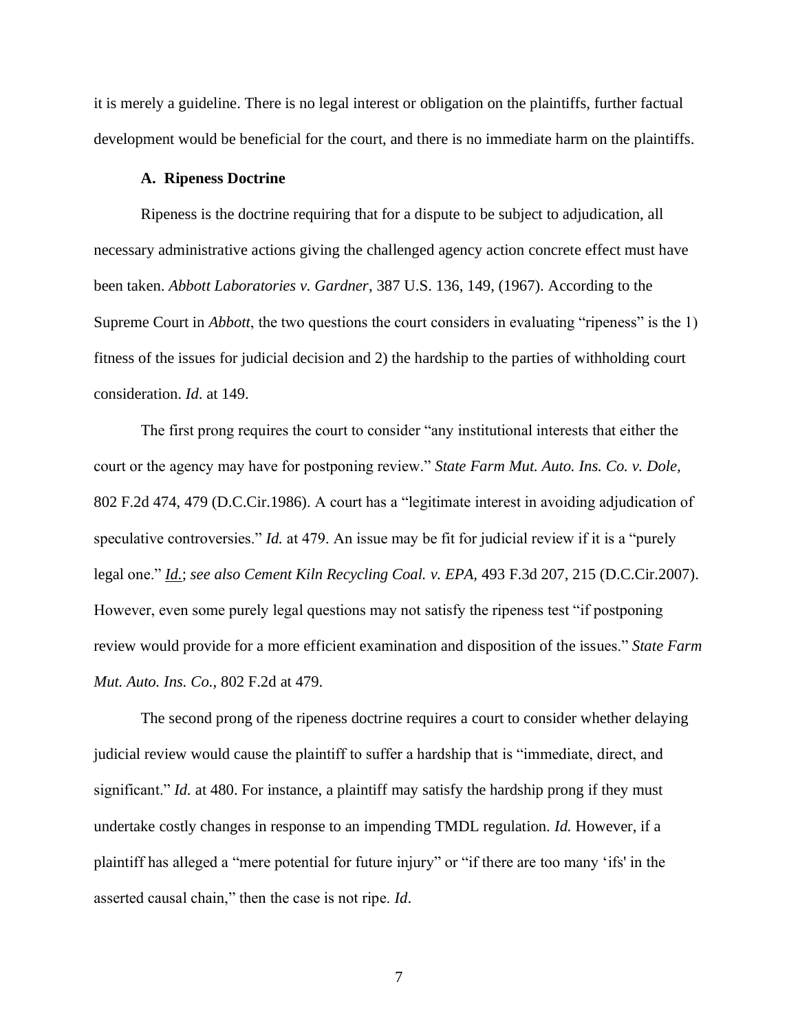it is merely a guideline. There is no legal interest or obligation on the plaintiffs, further factual development would be beneficial for the court, and there is no immediate harm on the plaintiffs.

### A. Ripeness Doctrine

Ripeness is the doctrine requiring that for a dispute to be subject to adjudication, all necessary administrative actions giving the challenged agency action concrete effect must have been taken. *Abbott Laboratories v. Gardner*, 387 U.S. 136, 149, (1967). According to the Supreme Court in *Abbott*, the two questions the court considers in evaluating "ripeness" is the 1) fitness of the issues for judicial decision and 2) the hardship to the parties of withholding court consideration. *Id*. at 149.

The first prong requires the court to consider "any institutional interests that either the court or the agency may have for postponing review." *State Farm Mut. Auto. Ins. Co. v. Dole*, 802 F.2d 474, 479 (D.C.Cir.1986). A court has a "legitimate interest in avoiding adjudication of speculative controversies." *Id.* at 479. An issue may be fit for judicial review if it is a "purely legal one." *Id.*; *see also Cement Kiln Recycling Coal. v. EPA,* 493 F.3d 207, 215 (D.C.Cir.2007). However, even some purely legal questions may not satisfy the ripeness test "if postponing review would provide for a more efficient examination and disposition of the issues." *State Farm Mut. Auto. Ins. Co.,* 802 F.2d at 479.

The second prong of the ripeness doctrine requires a court to consider whether delaying judicial review would cause the plaintiff to suffer a hardship that is "immediate, direct, and significant." *Id.* at 480. For instance, a plaintiff may satisfy the hardship prong if they must undertake costly changes in response to an impending TMDL regulation. *Id.* However, if a plaintiff has alleged a "mere potential for future injury" or "if there are too many 'ifs' in the asserted causal chain," then the case is not ripe. *Id*.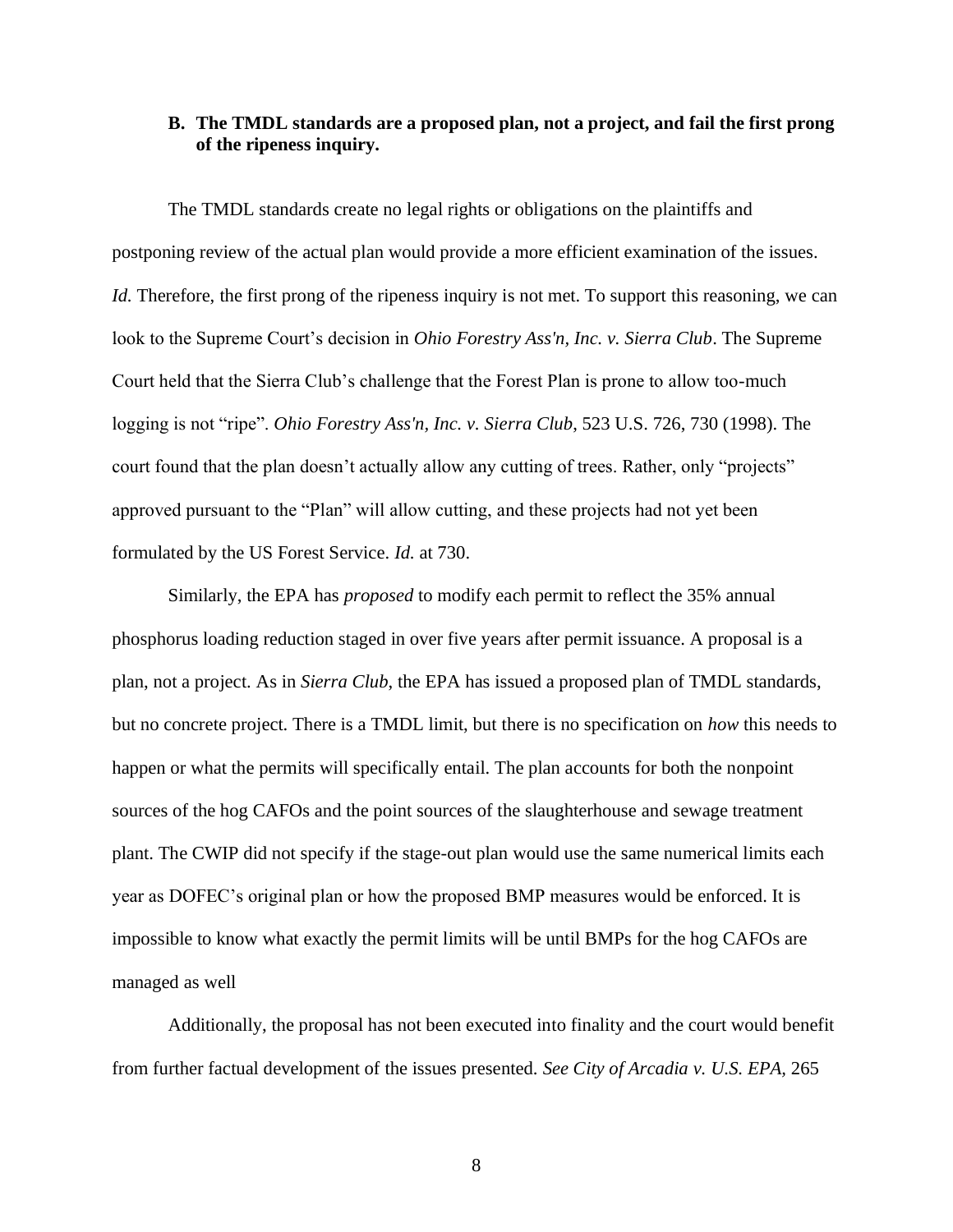### B. The TMDL standards are a proposed plan, not a project, and fail the first prong of the ripeness inquiry.

The TMDL standards create no legal rights or obligations on the plaintiffs and postponing review of the actual plan would provide a more efficient examination of the issues. *Id.* Therefore, the first prong of the ripeness inquiry is not met. To support this reasoning, we can look to the Supreme Court's decision in *Ohio Forestry Ass'n, Inc. v. Sierra Club*. The Supreme Court held that the Sierra Club's challenge that the Forest Plan is prone to allow too-much logging is not "ripe". *Ohio Forestry Ass'n, Inc. v. Sierra Club*, 523 U.S. 726, 730 (1998). The court found that the plan doesn't actually allow any cutting of trees. Rather, only "projects" approved pursuant to the "Plan" will allow cutting, and these projects had not yet been formulated by the US Forest Service. *Id.* at 730.

Similarly, the EPA has *proposed* to modify each permit to reflect the 35% annual phosphorus loading reduction staged in over five years after permit issuance. A proposal is a plan, not a project. As in *Sierra Club*, the EPA has issued a proposed plan of TMDL standards, but no concrete project. There is a TMDL limit, but there is no specification on *how* this needs to happen or what the permits will specifically entail. The plan accounts for both the nonpoint sources of the hog CAFOs and the point sources of the slaughterhouse and sewage treatment plant. The CWIP did not specify if the stage-out plan would use the same numerical limits each year as DOFEC's original plan or how the proposed BMP measures would be enforced. It is impossible to know what exactly the permit limits will be until BMPs for the hog CAFOs are managed as well

Additionally, the proposal has not been executed into finality and the court would benefit from further factual development of the issues presented. *See City of Arcadia v. U.S. EPA*, 265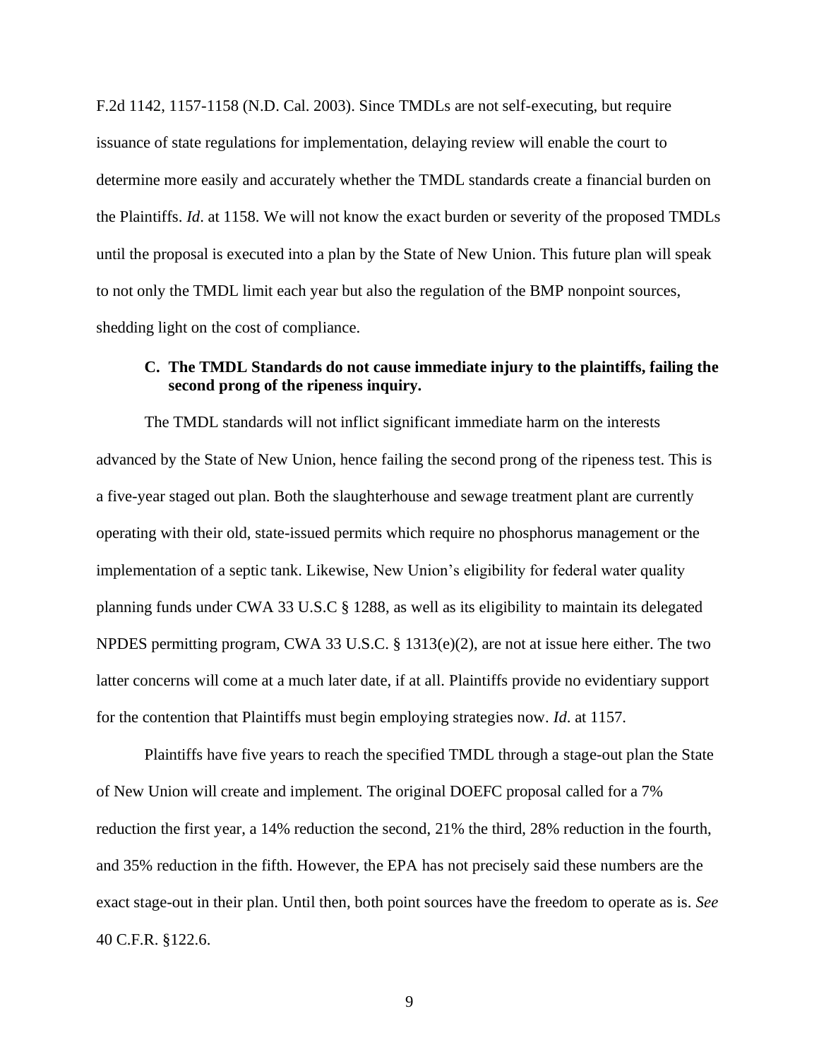F.2d 1142, 1157-1158 (N.D. Cal. 2003). Since TMDLs are not self-executing, but require issuance of state regulations for implementation, delaying review will enable the court to determine more easily and accurately whether the TMDL standards create a financial burden on the Plaintiffs. *Id*. at 1158. We will not know the exact burden or severity of the proposed TMDLs until the proposal is executed into a plan by the State of New Union. This future plan will speak to not only the TMDL limit each year but also the regulation of the BMP nonpoint sources, shedding light on the cost of compliance.

### C. The TMDL Standards do not cause immediate injury to the plaintiffs, failing the second prong of the ripeness inquiry.

The TMDL standards will not inflict significant immediate harm on the interests advanced by the State of New Union, hence failing the second prong of the ripeness test. This is a five-year staged out plan. Both the slaughterhouse and sewage treatment plant are currently operating with their old, state-issued permits which require no phosphorus management or the implementation of a septic tank. Likewise, New Union's eligibility for federal water quality planning funds under CWA 33 U.S.C § 1288, as well as its eligibility to maintain its delegated NPDES permitting program, CWA 33 U.S.C. § 1313(e)(2), are not at issue here either. The two latter concerns will come at a much later date, if at all. Plaintiffs provide no evidentiary support for the contention that Plaintiffs must begin employing strategies now. *Id*. at 1157.

Plaintiffs have five years to reach the specified TMDL through a stage-out plan the State of New Union will create and implement. The original DOEFC proposal called for a 7% reduction the first year, a 14% reduction the second, 21% the third, 28% reduction in the fourth, and 35% reduction in the fifth. However, the EPA has not precisely said these numbers are the exact stage-out in their plan. Until then, both point sources have the freedom to operate as is. *See* 40 C.F.R. §122.6.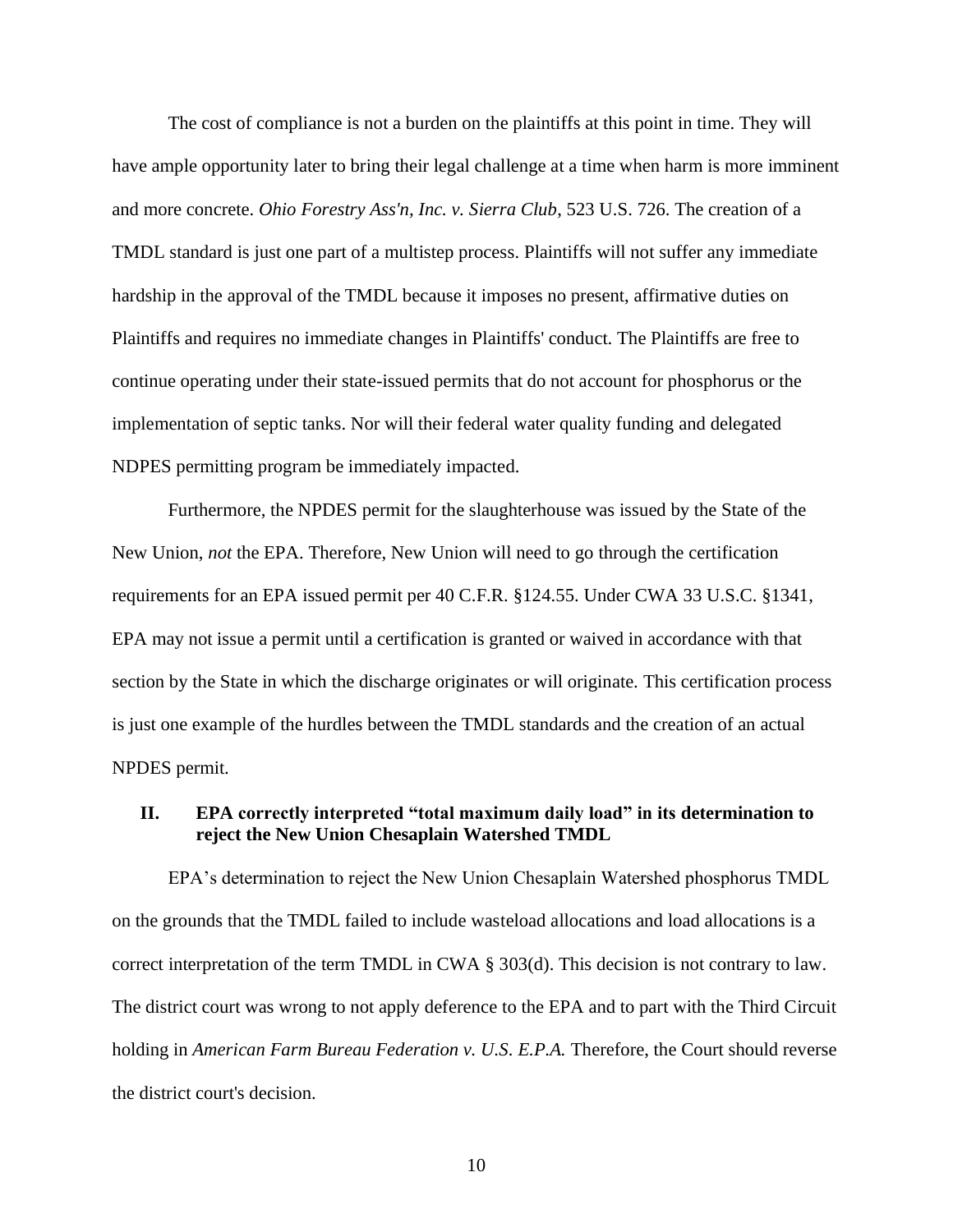The cost of compliance is not a burden on the plaintiffs at this point in time. They will have ample opportunity later to bring their legal challenge at a time when harm is more imminent and more concrete. *Ohio Forestry Ass'n, Inc. v. Sierra Club*, 523 U.S. 726. The creation of a TMDL standard is just one part of a multistep process. Plaintiffs will not suffer any immediate hardship in the approval of the TMDL because it imposes no present, affirmative duties on Plaintiffs and requires no immediate changes in Plaintiffs' conduct. The Plaintiffs are free to continue operating under their state-issued permits that do not account for phosphorus or the implementation of septic tanks. Nor will their federal water quality funding and delegated NDPES permitting program be immediately impacted.

Furthermore, the NPDES permit for the slaughterhouse was issued by the State of the New Union, *not* the EPA. Therefore, New Union will need to go through the certification requirements for an EPA issued permit per 40 C.F.R. §124.55. Under CWA 33 U.S.C. §1341, EPA may not issue a permit until a certification is granted or waived in accordance with that section by the State in which the discharge originates or will originate. This certification process is just one example of the hurdles between the TMDL standards and the creation of an actual NPDES permit.

## II. EPA correctly interpreted "total maximum daily load" in its determination to reject the New Union Chesaplain Watershed TMDL

EPA's determination to reject the New Union Chesaplain Watershed phosphorus TMDL on the grounds that the TMDL failed to include wasteload allocations and load allocations is a correct interpretation of the term TMDL in CWA § 303(d). This decision is not contrary to law. The district court was wrong to not apply deference to the EPA and to part with the Third Circuit holding in *American Farm Bureau Federation v. U.S. E.P.A.* Therefore, the Court should reverse the district court's decision.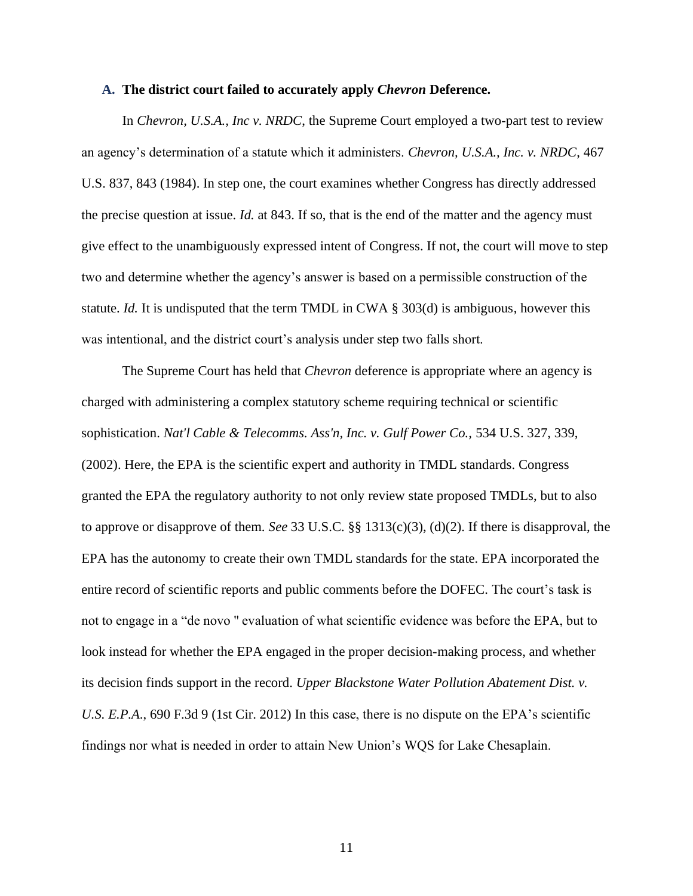### A. The district court failed to accurately apply *Chevron* Deference.

In *Chevron, U.S.A., Inc v. NRDC*, the Supreme Court employed a two-part test to review an agency's determination of a statute which it administers. *Chevron, U.S.A., Inc. v. NRDC*, 467 U.S. 837, 843 (1984). In step one, the court examines whether Congress has directly addressed the precise question at issue. *Id.* at 843. If so, that is the end of the matter and the agency must give effect to the unambiguously expressed intent of Congress. If not, the court will move to step two and determine whether the agency's answer is based on a permissible construction of the statute. *Id.* It is undisputed that the term TMDL in CWA § 303(d) is ambiguous, however this was intentional, and the district court's analysis under step two falls short.

The Supreme Court has held that *Chevron* deference is appropriate where an agency is charged with administering a complex statutory scheme requiring technical or scientific sophistication. *Nat'l Cable & Telecomms. Ass'n, Inc. v. Gulf Power Co.*, 534 U.S. 327, 339, (2002). Here, the EPA is the scientific expert and authority in TMDL standards. Congress granted the EPA the regulatory authority to not only review state proposed TMDLs, but to also to approve or disapprove of them. *See* 33 U.S.C. §§ 1313(c)(3), (d)(2). If there is disapproval, the EPA has the autonomy to create their own TMDL standards for the state. EPA incorporated the entire record of scientific reports and public comments before the DOFEC. The court's task is not to engage in a "de novo " evaluation of what scientific evidence was before the EPA, but to look instead for whether the EPA engaged in the proper decision-making process, and whether its decision finds support in the record. *Upper Blackstone Water Pollution Abatement Dist. v. U.S. E.P.A.*, 690 F.3d 9 (1st Cir. 2012) In this case, there is no dispute on the EPA's scientific findings nor what is needed in order to attain New Union's WQS for Lake Chesaplain.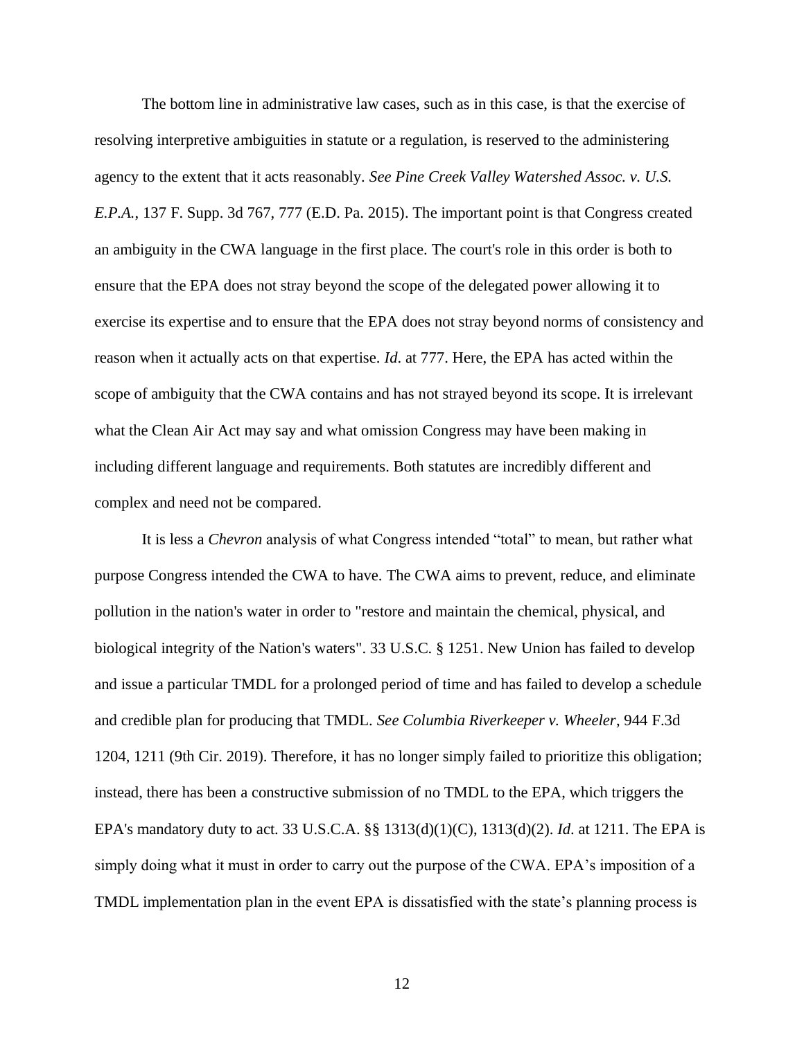The bottom line in administrative law cases, such as in this case, is that the exercise of resolving interpretive ambiguities in statute or a regulation, is reserved to the administering agency to the extent that it acts reasonably. *See Pine Creek Valley Watershed Assoc. v. U.S. E.P.A.*, 137 F. Supp. 3d 767, 777 (E.D. Pa. 2015). The important point is that Congress created an ambiguity in the CWA language in the first place. The court's role in this order is both to ensure that the EPA does not stray beyond the scope of the delegated power allowing it to exercise its expertise and to ensure that the EPA does not stray beyond norms of consistency and reason when it actually acts on that expertise. *Id*. at 777. Here, the EPA has acted within the scope of ambiguity that the CWA contains and has not strayed beyond its scope. It is irrelevant what the Clean Air Act may say and what omission Congress may have been making in including different language and requirements. Both statutes are incredibly different and complex and need not be compared.

It is less a *Chevron* analysis of what Congress intended "total" to mean, but rather what purpose Congress intended the CWA to have. The CWA aims to prevent, reduce, and eliminate pollution in the nation's water in order to "restore and maintain the chemical, physical, and biological integrity of the Nation's waters". 33 U.S.C. § 1251. New Union has failed to develop and issue a particular TMDL for a prolonged period of time and has failed to develop a schedule and credible plan for producing that TMDL. *See Columbia Riverkeeper v. Wheeler*, 944 F.3d 1204, 1211 (9th Cir. 2019). Therefore, it has no longer simply failed to prioritize this obligation; instead, there has been a constructive submission of no TMDL to the EPA, which triggers the EPA's mandatory duty to act. 33 U.S.C.A. §§ 1313(d)(1)(C), 1313(d)(2). *Id*. at 1211. The EPA is simply doing what it must in order to carry out the purpose of the CWA. EPA's imposition of a TMDL implementation plan in the event EPA is dissatisfied with the state's planning process is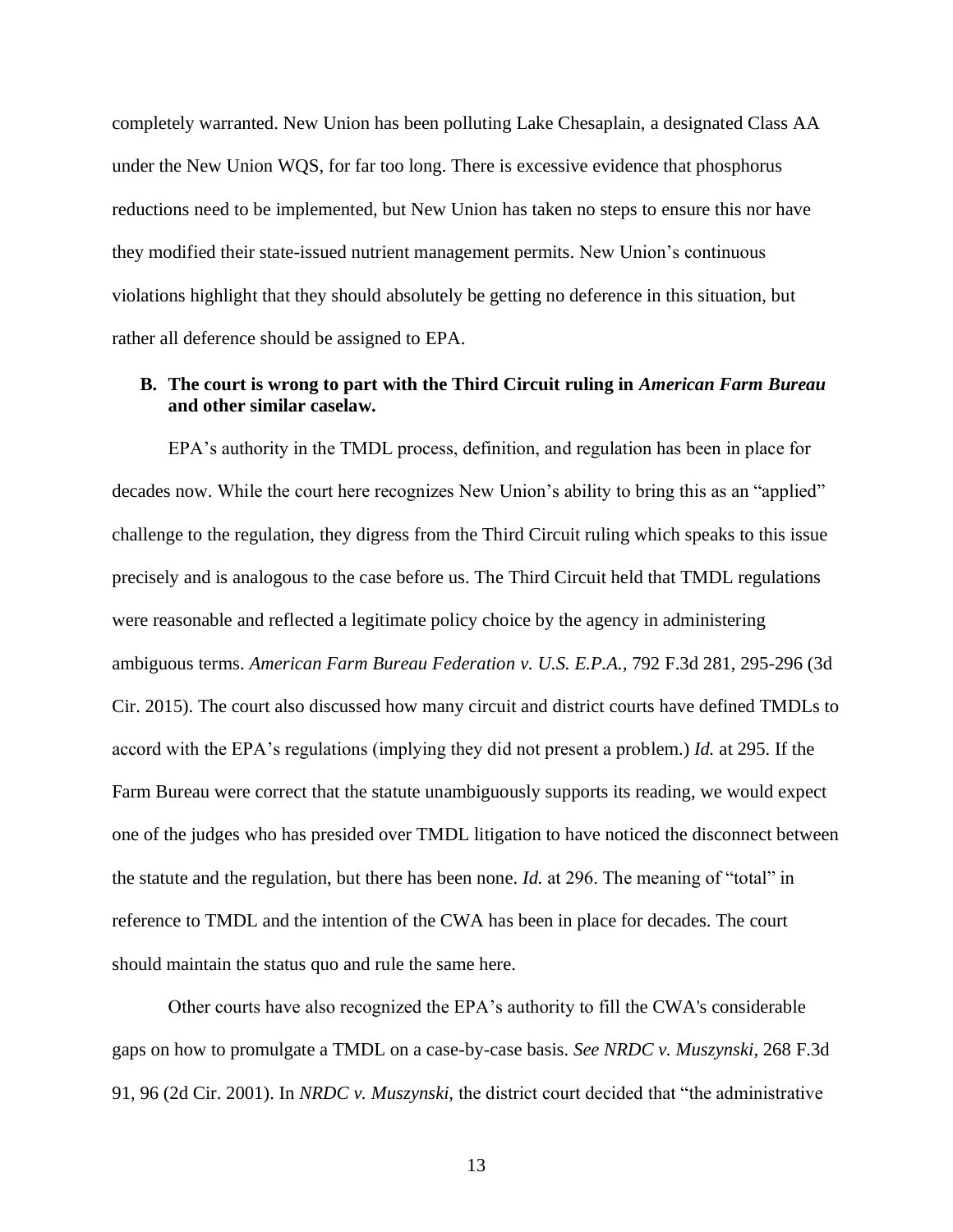completely warranted. New Union has been polluting Lake Chesaplain, a designated Class AA under the New Union WQS, for far too long. There is excessive evidence that phosphorus reductions need to be implemented, but New Union has taken no steps to ensure this nor have they modified their state-issued nutrient management permits. New Union's continuous violations highlight that they should absolutely be getting no deference in this situation, but rather all deference should be assigned to EPA.

### B. The court is wrong to part with the Third Circuit ruling in *American Farm Bureau* and other similar caselaw.

EPA's authority in the TMDL process, definition, and regulation has been in place for decades now. While the court here recognizes New Union's ability to bring this as an "applied" challenge to the regulation, they digress from the Third Circuit ruling which speaks to this issue precisely and is analogous to the case before us. The Third Circuit held that TMDL regulations were reasonable and reflected a legitimate policy choice by the agency in administering ambiguous terms. *American Farm Bureau Federation v. U.S. E.P.A.*, 792 F.3d 281, 295-296 (3d Cir. 2015). The court also discussed how many circuit and district courts have defined TMDLs to accord with the EPA's regulations (implying they did not present a problem.) *Id.* at 295. If the Farm Bureau were correct that the statute unambiguously supports its reading, we would expect one of the judges who has presided over TMDL litigation to have noticed the disconnect between the statute and the regulation, but there has been none. *Id.* at 296. The meaning of "total" in reference to TMDL and the intention of the CWA has been in place for decades. The court should maintain the status quo and rule the same here.

Other courts have also recognized the EPA's authority to fill the CWA's considerable gaps on how to promulgate a TMDL on a case-by-case basis. *See NRDC v. Muszynski*, 268 F.3d 91, 96 (2d Cir. 2001). In *NRDC v. Muszynski,* the district court decided that "the administrative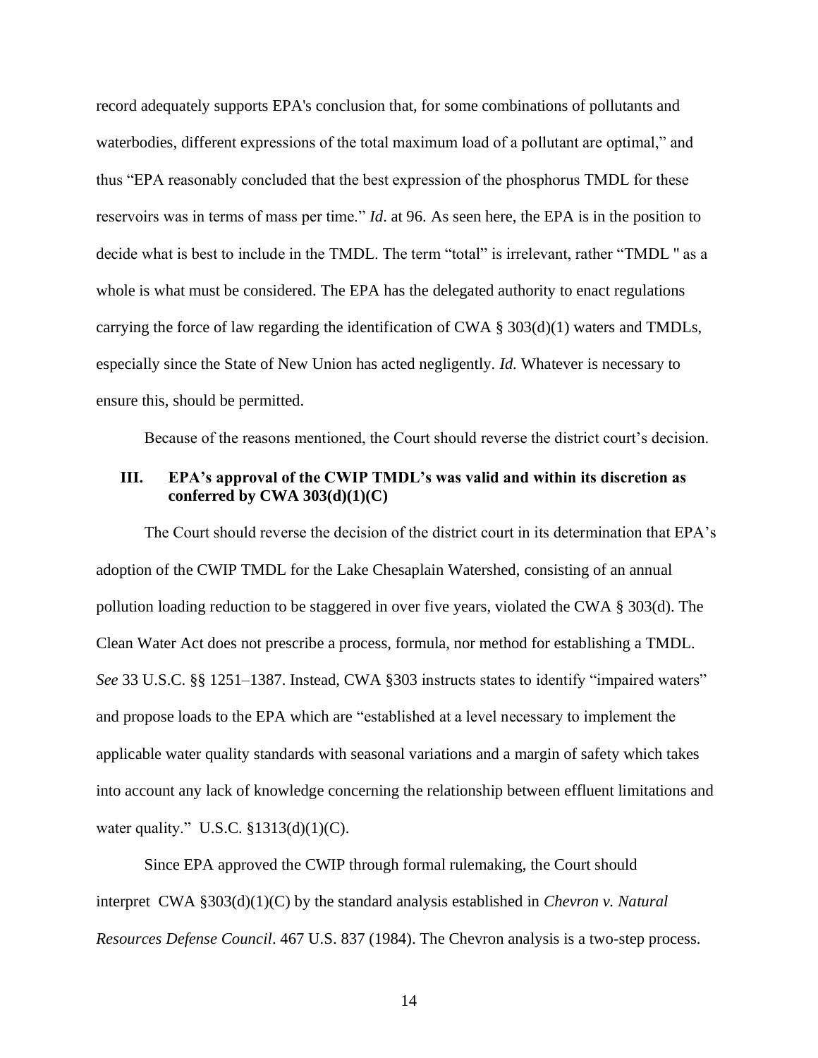record adequately supports EPA's conclusion that, for some combinations of pollutants and waterbodies, different expressions of the total maximum load of a pollutant are optimal," and thus "EPA reasonably concluded that the best expression of the phosphorus TMDL for these reservoirs was in terms of mass per time." *Id*. at 96. As seen here, the EPA is in the position to decide what is best to include in the TMDL. The term "total" is irrelevant, rather "TMDL " as a whole is what must be considered. The EPA has the delegated authority to enact regulations carrying the force of law regarding the identification of CWA § 303(d)(1) waters and TMDLs, especially since the State of New Union has acted negligently. *Id.* Whatever is necessary to ensure this, should be permitted.

Because of the reasons mentioned, the Court should reverse the district court's decision.

### III. EPA's approval of the CWIP TMDL's was valid and within its discretion as conferred by CWA 303(d)(1)(C)

The Court should reverse the decision of the district court in its determination that EPA's adoption of the CWIP TMDL for the Lake Chesaplain Watershed, consisting of an annual pollution loading reduction to be staggered in over five years, violated the CWA § 303(d). The Clean Water Act does not prescribe a process, formula, nor method for establishing a TMDL. *See* 33 U.S.C. §§ 1251–1387. Instead, CWA §303 instructs states to identify "impaired waters" and propose loads to the EPA which are "established at a level necessary to implement the applicable water quality standards with seasonal variations and a margin of safety which takes into account any lack of knowledge concerning the relationship between effluent limitations and water quality." U.S.C. §1313(d)(1)(C).

Since EPA approved the CWIP through formal rulemaking, the Court should interpret CWA §303(d)(1)(C) by the standard analysis established in *Chevron v. Natural Resources Defense Council*. 467 U.S. 837 (1984). The Chevron analysis is a two-step process.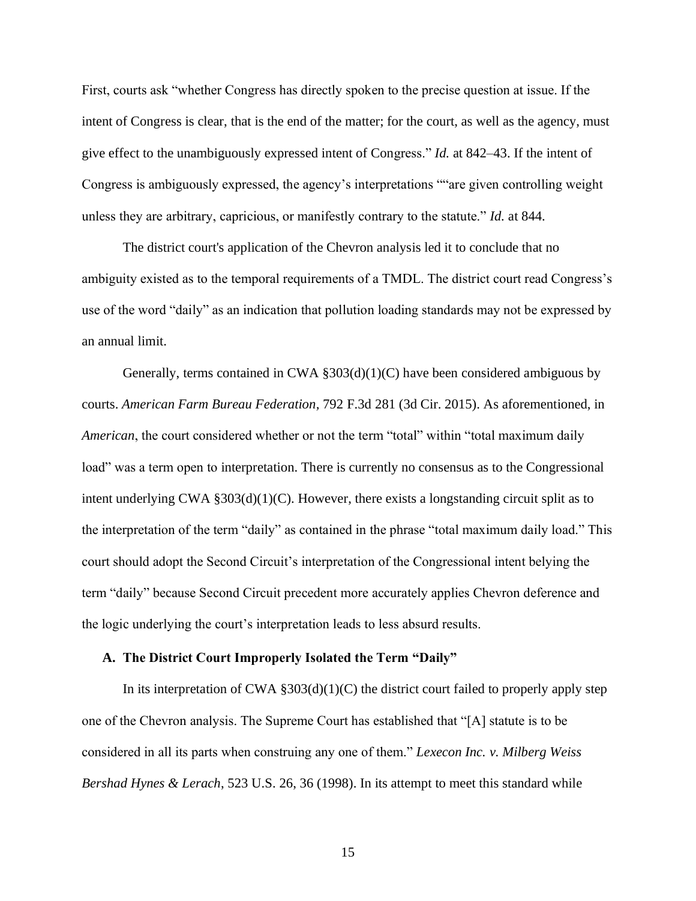First, courts ask "whether Congress has directly spoken to the precise question at issue. If the intent of Congress is clear, that is the end of the matter; for the court, as well as the agency, must give effect to the unambiguously expressed intent of Congress." *Id.* at 842–43. If the intent of Congress is ambiguously expressed, the agency's interpretations ""are given controlling weight unless they are arbitrary, capricious, or manifestly contrary to the statute." *Id.* at 844.

The district court's application of the Chevron analysis led it to conclude that no ambiguity existed as to the temporal requirements of a TMDL. The district court read Congress's use of the word "daily" as an indication that pollution loading standards may not be expressed by an annual limit.

Generally, terms contained in CWA §303(d)(1)(C) have been considered ambiguous by courts. *American Farm Bureau Federation*, 792 F.3d 281 (3d Cir. 2015). As aforementioned, in *American*, the court considered whether or not the term "total" within "total maximum daily load" was a term open to interpretation. There is currently no consensus as to the Congressional intent underlying CWA §303(d)(1)(C). However, there exists a longstanding circuit split as to the interpretation of the term "daily" as contained in the phrase "total maximum daily load." This court should adopt the Second Circuit's interpretation of the Congressional intent belying the term "daily" because Second Circuit precedent more accurately applies Chevron deference and the logic underlying the court's interpretation leads to less absurd results.

### A. The District Court Improperly Isolated the Term "Daily"

In its interpretation of CWA §303(d)(1)(C) the district court failed to properly apply step one of the Chevron analysis. The Supreme Court has established that "[A] statute is to be considered in all its parts when construing any one of them." *Lexecon Inc. v. Milberg Weiss Bershad Hynes & Lerach*, 523 U.S. 26, 36 (1998). In its attempt to meet this standard while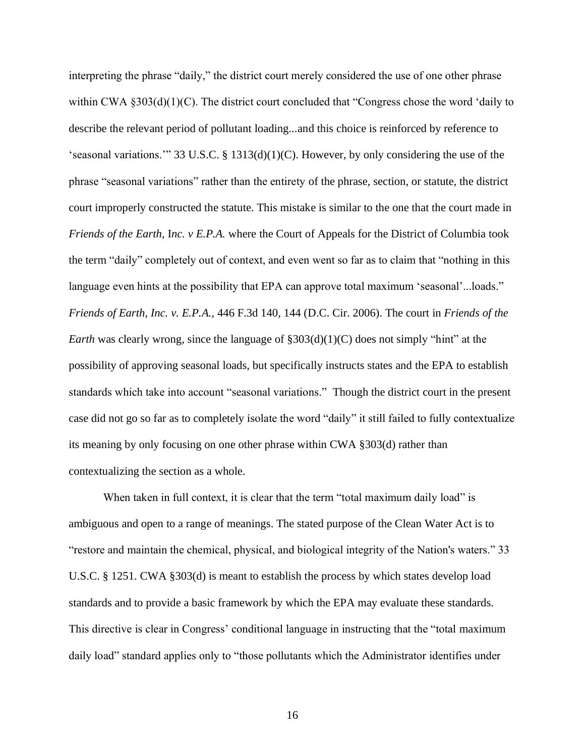interpreting the phrase "daily," the district court merely considered the use of one other phrase within CWA §303(d)(1)(C). The district court concluded that "Congress chose the word 'daily to describe the relevant period of pollutant loading...and this choice is reinforced by reference to 'seasonal variations.'" 33 U.S.C. § 1313(d)(1)(C). However, by only considering the use of the phrase "seasonal variations" rather than the entirety of the phrase, section, or statute, the district court improperly constructed the statute. This mistake is similar to the one that the court made in *Friends of the Earth*, I*nc. v E.P.A.* where the Court of Appeals for the District of Columbia took the term "daily" completely out of context, and even went so far as to claim that "nothing in this language even hints at the possibility that EPA can approve total maximum 'seasonal'...loads." *Friends of Earth, Inc. v. E.P.A.*, 446 F.3d 140, 144 (D.C. Cir. 2006). The court in *Friends of the Earth* was clearly wrong, since the language of §303(d)(1)(C) does not simply "hint" at the possibility of approving seasonal loads, but specifically instructs states and the EPA to establish standards which take into account "seasonal variations." Though the district court in the present case did not go so far as to completely isolate the word "daily" it still failed to fully contextualize its meaning by only focusing on one other phrase within CWA §303(d) rather than contextualizing the section as a whole.

When taken in full context, it is clear that the term "total maximum daily load" is ambiguous and open to a range of meanings. The stated purpose of the Clean Water Act is to "restore and maintain the chemical, physical, and biological integrity of the Nation's waters." 33 U.S.C. § 1251. CWA §303(d) is meant to establish the process by which states develop load standards and to provide a basic framework by which the EPA may evaluate these standards. This directive is clear in Congress' conditional language in instructing that the "total maximum daily load" standard applies only to "those pollutants which the Administrator identifies under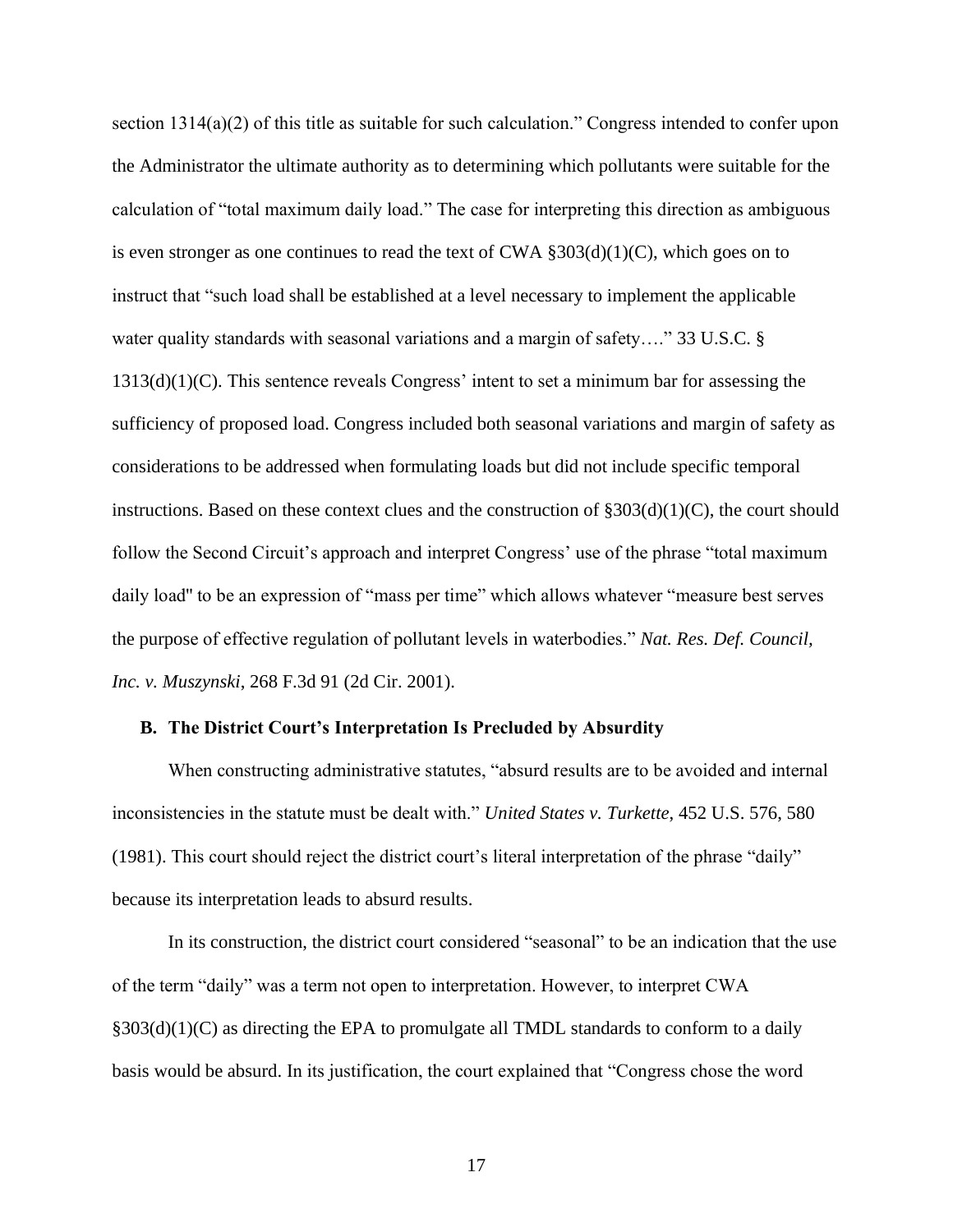section 1314(a)(2) of this title as suitable for such calculation." Congress intended to confer upon the Administrator the ultimate authority as to determining which pollutants were suitable for the calculation of "total maximum daily load." The case for interpreting this direction as ambiguous is even stronger as one continues to read the text of CWA §303(d)(1)(C), which goes on to instruct that "such load shall be established at a level necessary to implement the applicable water quality standards with seasonal variations and a margin of safety…." 33 U.S.C. § 1313(d)(1)(C). This sentence reveals Congress' intent to set a minimum bar for assessing the sufficiency of proposed load. Congress included both seasonal variations and margin of safety as considerations to be addressed when formulating loads but did not include specific temporal instructions. Based on these context clues and the construction of §303(d)(1)(C), the court should follow the Second Circuit's approach and interpret Congress' use of the phrase "total maximum daily load" to be an expression of "mass per time" which allows whatever "measure best serves the purpose of effective regulation of pollutant levels in waterbodies." *Nat. Res. Def. Council, Inc. v. Muszynski*, 268 F.3d 91 (2d Cir. 2001).

### B. The District Court's Interpretation Is Precluded by Absurdity

When constructing administrative statutes, "absurd results are to be avoided and internal inconsistencies in the statute must be dealt with." *United States v. Turkette*, 452 U.S. 576, 580 (1981). This court should reject the district court's literal interpretation of the phrase "daily" because its interpretation leads to absurd results.

In its construction, the district court considered "seasonal" to be an indication that the use of the term "daily" was a term not open to interpretation. However, to interpret CWA §303(d)(1)(C) as directing the EPA to promulgate all TMDL standards to conform to a daily basis would be absurd. In its justification, the court explained that "Congress chose the word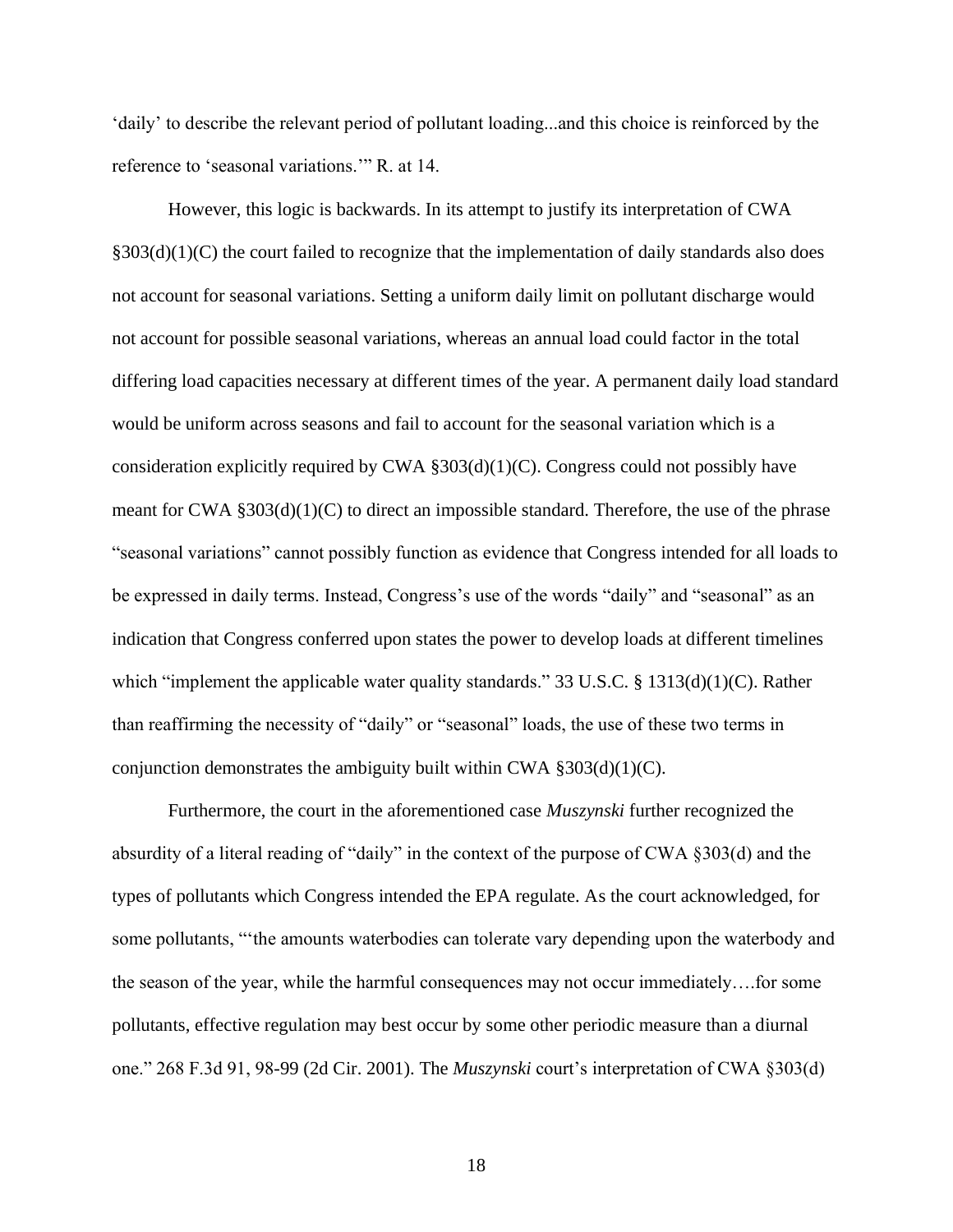‘daily’ to describe the relevant period of pollutant loading...and this choice is reinforced by the reference to ‘seasonal variations.’” R. at 14.

However, this logic is backwards. In its attempt to justify its interpretation of CWA §303(d)(1)(C) the court failed to recognize that the implementation of daily standards also does not account for seasonal variations. Setting a uniform daily limit on pollutant discharge would not account for possible seasonal variations, whereas an annual load could factor in the total differing load capacities necessary at different times of the year. A permanent daily load standard would be uniform across seasons and fail to account for the seasonal variation which is a consideration explicitly required by CWA §303(d)(1)(C). Congress could not possibly have meant for CWA §303(d)(1)(C) to direct an impossible standard. Therefore, the use of the phrase “seasonal variations” cannot possibly function as evidence that Congress intended for all loads to be expressed in daily terms. Instead, Congress’s use of the words “daily” and “seasonal” as an indication that Congress conferred upon states the power to develop loads at different timelines which “implement the applicable water quality standards.” 33 U.S.C. § 1313(d)(1)(C). Rather than reaffirming the necessity of “daily” or “seasonal” loads, the use of these two terms in conjunction demonstrates the ambiguity built within CWA §303(d)(1)(C).

Furthermore, the court in the aforementioned case *Muszynski* further recognized the absurdity of a literal reading of “daily” in the context of the purpose of CWA §303(d) and the types of pollutants which Congress intended the EPA regulate. As the court acknowledged, for some pollutants, “‘the amounts waterbodies can tolerate vary depending upon the waterbody and the season of the year, while the harmful consequences may not occur immediately….for some pollutants, effective regulation may best occur by some other periodic measure than a diurnal one.” 268 F.3d 91, 98-99 (2d Cir. 2001). The *Muszynski* court’s interpretation of CWA §303(d)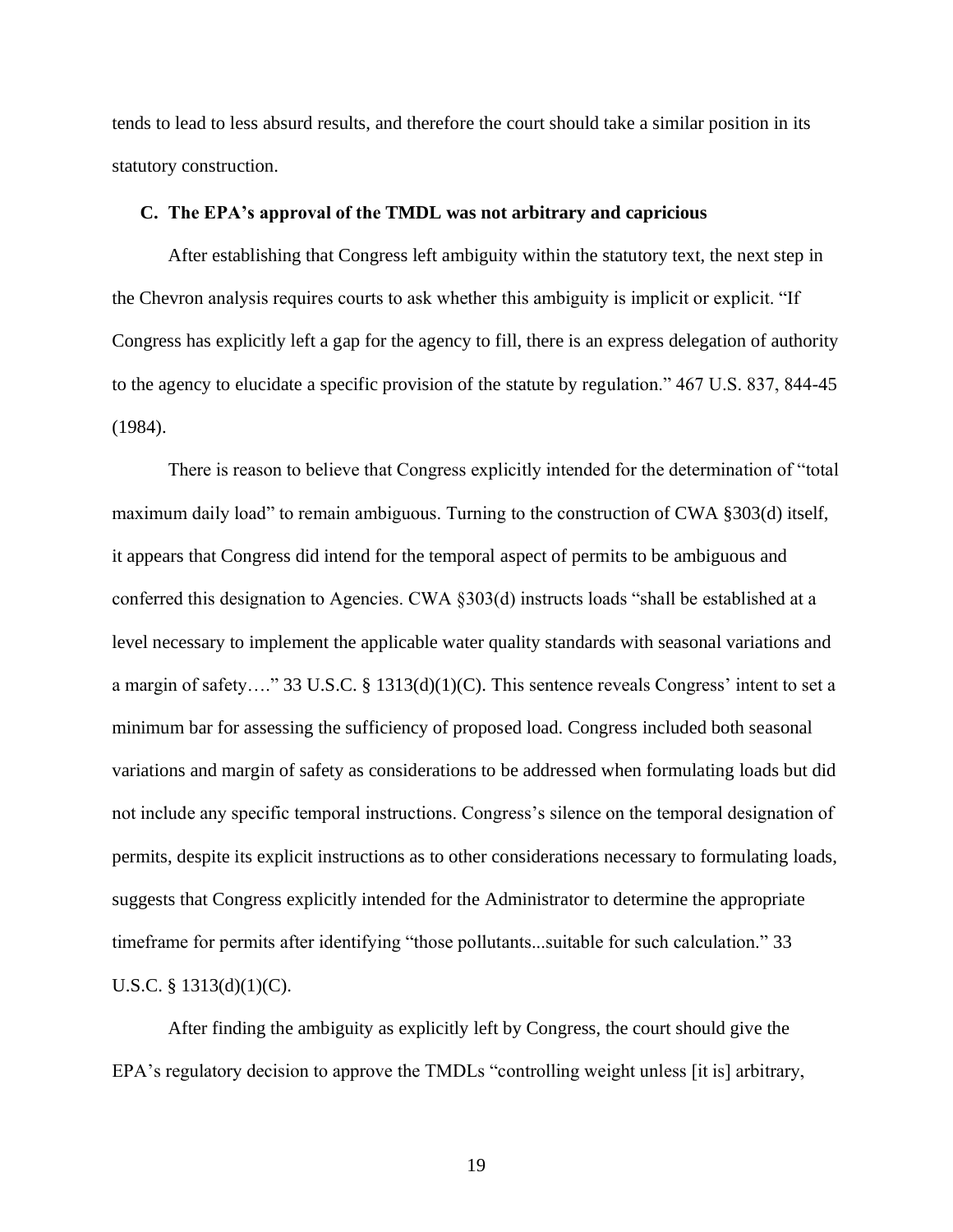tends to lead to less absurd results, and therefore the court should take a similar position in its statutory construction.

### C. The EPA's approval of the TMDL was not arbitrary and capricious

After establishing that Congress left ambiguity within the statutory text, the next step in the Chevron analysis requires courts to ask whether this ambiguity is implicit or explicit. "If Congress has explicitly left a gap for the agency to fill, there is an express delegation of authority to the agency to elucidate a specific provision of the statute by regulation." 467 U.S. 837, 844-45 (1984).

There is reason to believe that Congress explicitly intended for the determination of "total maximum daily load" to remain ambiguous. Turning to the construction of CWA §303(d) itself, it appears that Congress did intend for the temporal aspect of permits to be ambiguous and conferred this designation to Agencies. CWA §303(d) instructs loads "shall be established at a level necessary to implement the applicable water quality standards with seasonal variations and a margin of safety…." 33 U.S.C. § 1313(d)(1)(C). This sentence reveals Congress' intent to set a minimum bar for assessing the sufficiency of proposed load. Congress included both seasonal variations and margin of safety as considerations to be addressed when formulating loads but did not include any specific temporal instructions. Congress's silence on the temporal designation of permits, despite its explicit instructions as to other considerations necessary to formulating loads, suggests that Congress explicitly intended for the Administrator to determine the appropriate timeframe for permits after identifying "those pollutants...suitable for such calculation." 33 U.S.C. § 1313(d)(1)(C).

After finding the ambiguity as explicitly left by Congress, the court should give the EPA's regulatory decision to approve the TMDLs "controlling weight unless [it is] arbitrary,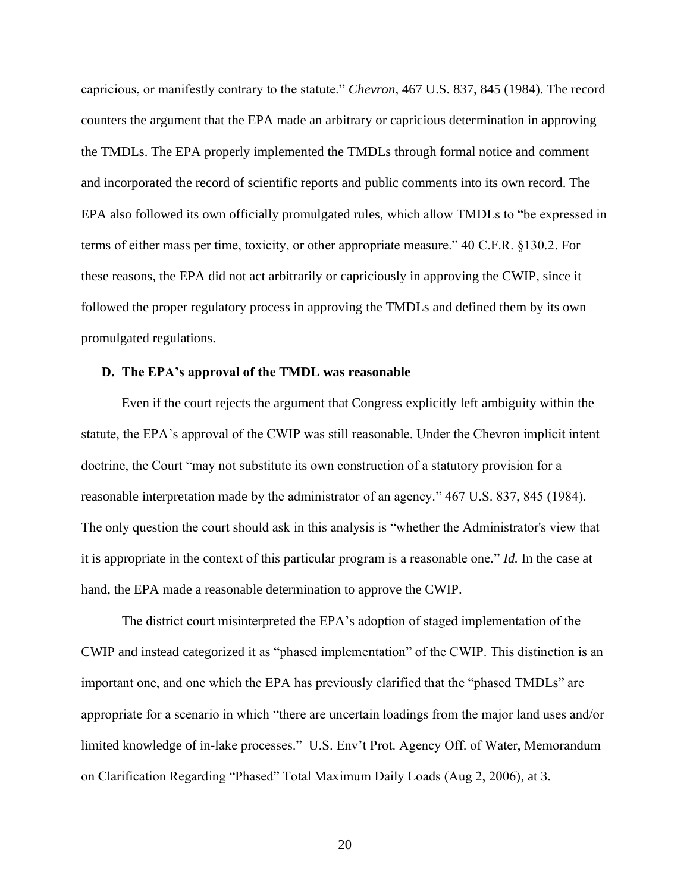capricious, or manifestly contrary to the statute." *Chevron*, 467 U.S. 837, 845 (1984). The record counters the argument that the EPA made an arbitrary or capricious determination in approving the TMDLs. The EPA properly implemented the TMDLs through formal notice and comment and incorporated the record of scientific reports and public comments into its own record. The EPA also followed its own officially promulgated rules, which allow TMDLs to "be expressed in terms of either mass per time, toxicity, or other appropriate measure." 40 C.F.R. §130.2. For these reasons, the EPA did not act arbitrarily or capriciously in approving the CWIP, since it followed the proper regulatory process in approving the TMDLs and defined them by its own promulgated regulations.

**D. The EPA's approval of the TMDL was reasonable**

Even if the court rejects the argument that Congress explicitly left ambiguity within the statute, the EPA's approval of the CWIP was still reasonable. Under the Chevron implicit intent doctrine, the Court "may not substitute its own construction of a statutory provision for a reasonable interpretation made by the administrator of an agency." 467 U.S. 837, 845 (1984). The only question the court should ask in this analysis is "whether the Administrator's view that it is appropriate in the context of this particular program is a reasonable one." *Id.* In the case at hand, the EPA made a reasonable determination to approve the CWIP.

The district court misinterpreted the EPA's adoption of staged implementation of the CWIP and instead categorized it as "phased implementation" of the CWIP. This distinction is an important one, and one which the EPA has previously clarified that the "phased TMDLs" are appropriate for a scenario in which "there are uncertain loadings from the major land uses and/or limited knowledge of in-lake processes." U.S. Env't Prot. Agency Off. of Water, Memorandum on Clarification Regarding "Phased" Total Maximum Daily Loads (Aug 2, 2006), at 3.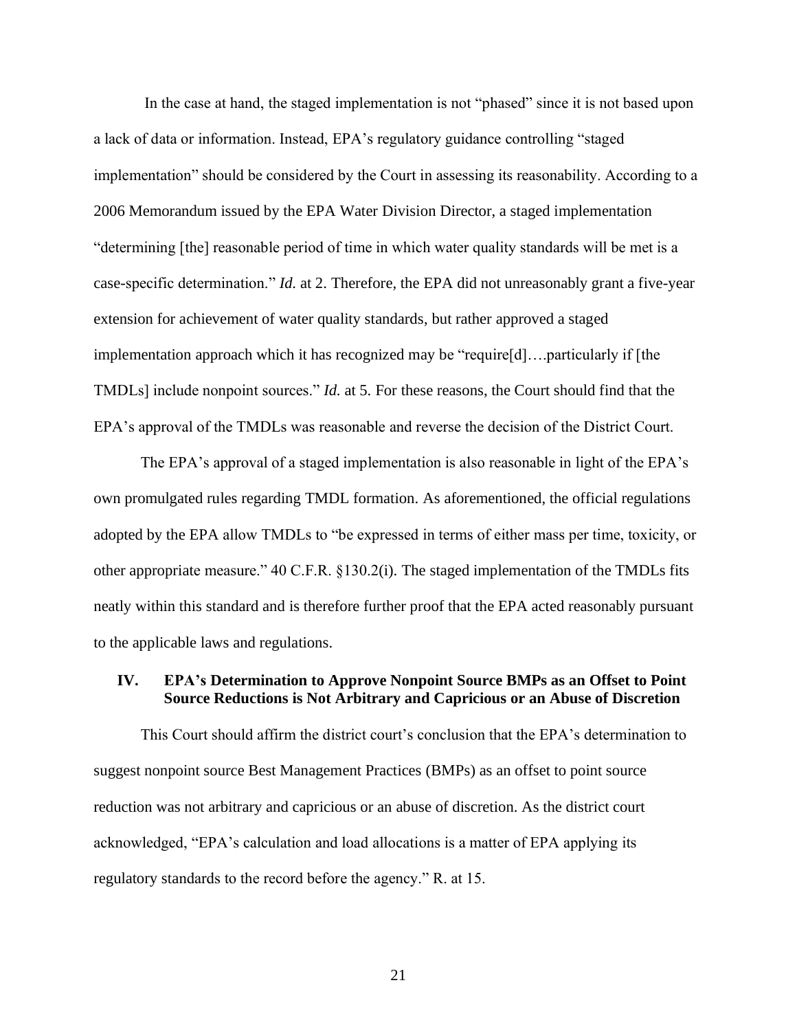In the case at hand, the staged implementation is not "phased" since it is not based upon a lack of data or information. Instead, EPA's regulatory guidance controlling "staged implementation" should be considered by the Court in assessing its reasonability. According to a 2006 Memorandum issued by the EPA Water Division Director, a staged implementation "determining [the] reasonable period of time in which water quality standards will be met is a case-specific determination." *Id.* at 2. Therefore, the EPA did not unreasonably grant a five-year extension for achievement of water quality standards, but rather approved a staged implementation approach which it has recognized may be "require[d]….particularly if [the TMDLs] include nonpoint sources." *Id.* at 5. For these reasons, the Court should find that the EPA's approval of the TMDLs was reasonable and reverse the decision of the District Court.

The EPA's approval of a staged implementation is also reasonable in light of the EPA's own promulgated rules regarding TMDL formation. As aforementioned, the official regulations adopted by the EPA allow TMDLs to "be expressed in terms of either mass per time, toxicity, or other appropriate measure." 40 C.F.R. §130.2(i). The staged implementation of the TMDLs fits neatly within this standard and is therefore further proof that the EPA acted reasonably pursuant to the applicable laws and regulations.

## IV. EPA's Determination to Approve Nonpoint Source BMPs as an Offset to Point Source Reductions is Not Arbitrary and Capricious or an Abuse of Discretion

This Court should affirm the district court's conclusion that the EPA's determination to suggest nonpoint source Best Management Practices (BMPs) as an offset to point source reduction was not arbitrary and capricious or an abuse of discretion. As the district court acknowledged, "EPA's calculation and load allocations is a matter of EPA applying its regulatory standards to the record before the agency." R. at 15.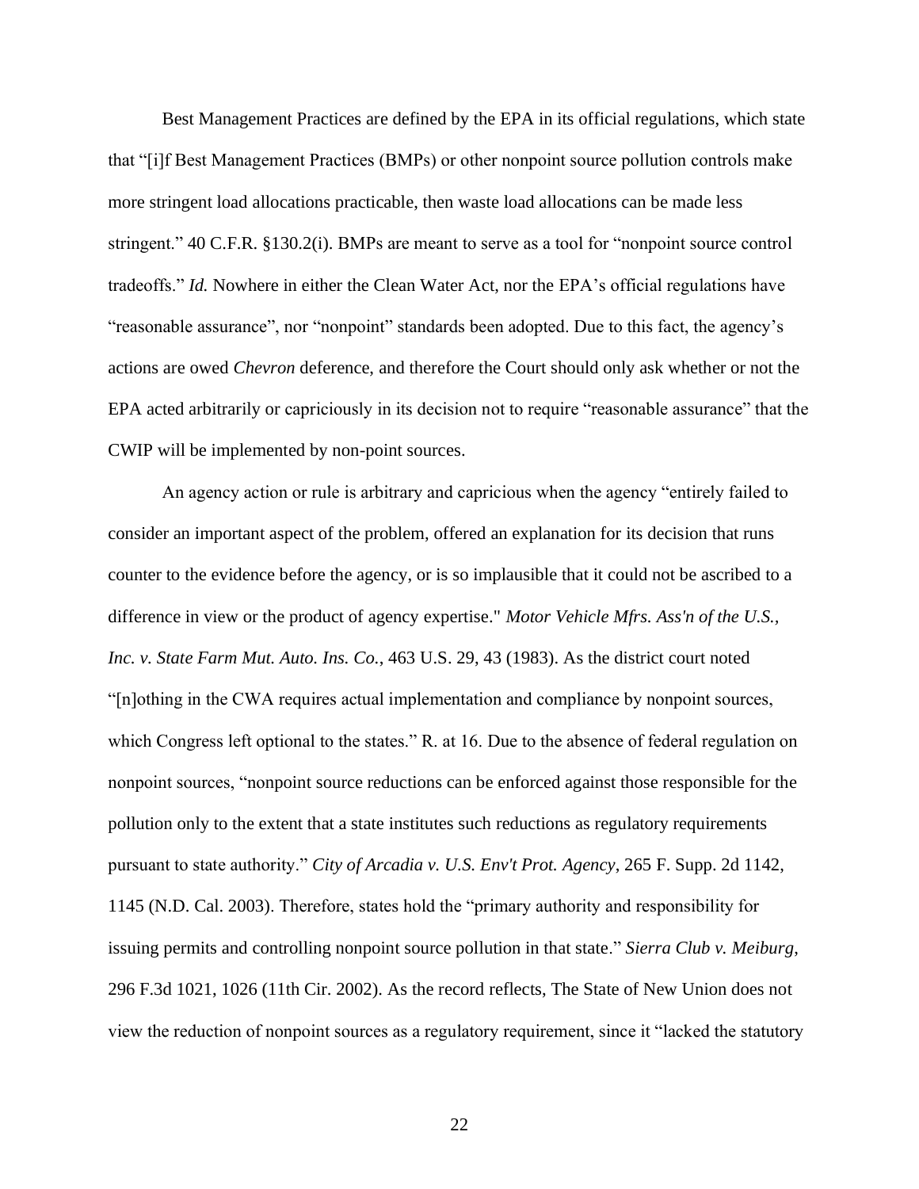Best Management Practices are defined by the EPA in its official regulations, which state that "[i]f Best Management Practices (BMPs) or other nonpoint source pollution controls make more stringent load allocations practicable, then waste load allocations can be made less stringent." 40 C.F.R. §130.2(i). BMPs are meant to serve as a tool for "nonpoint source control tradeoffs." *Id.* Nowhere in either the Clean Water Act, nor the EPA's official regulations have "reasonable assurance", nor "nonpoint" standards been adopted. Due to this fact, the agency's actions are owed *Chevron* deference, and therefore the Court should only ask whether or not the EPA acted arbitrarily or capriciously in its decision not to require "reasonable assurance" that the CWIP will be implemented by non-point sources.

An agency action or rule is arbitrary and capricious when the agency "entirely failed to consider an important aspect of the problem, offered an explanation for its decision that runs counter to the evidence before the agency, or is so implausible that it could not be ascribed to a difference in view or the product of agency expertise." *Motor Vehicle Mfrs. Ass'n of the U.S., Inc. v. State Farm Mut. Auto. Ins. Co.*, 463 U.S. 29, 43 (1983). As the district court noted "[n]othing in the CWA requires actual implementation and compliance by nonpoint sources, which Congress left optional to the states." R. at 16. Due to the absence of federal regulation on nonpoint sources, "nonpoint source reductions can be enforced against those responsible for the pollution only to the extent that a state institutes such reductions as regulatory requirements pursuant to state authority." *City of Arcadia v. U.S. Env't Prot. Agency*, 265 F. Supp. 2d 1142, 1145 (N.D. Cal. 2003). Therefore, states hold the "primary authority and responsibility for issuing permits and controlling nonpoint source pollution in that state." *Sierra Club v. Meiburg*, 296 F.3d 1021, 1026 (11th Cir. 2002). As the record reflects, The State of New Union does not view the reduction of nonpoint sources as a regulatory requirement, since it "lacked the statutory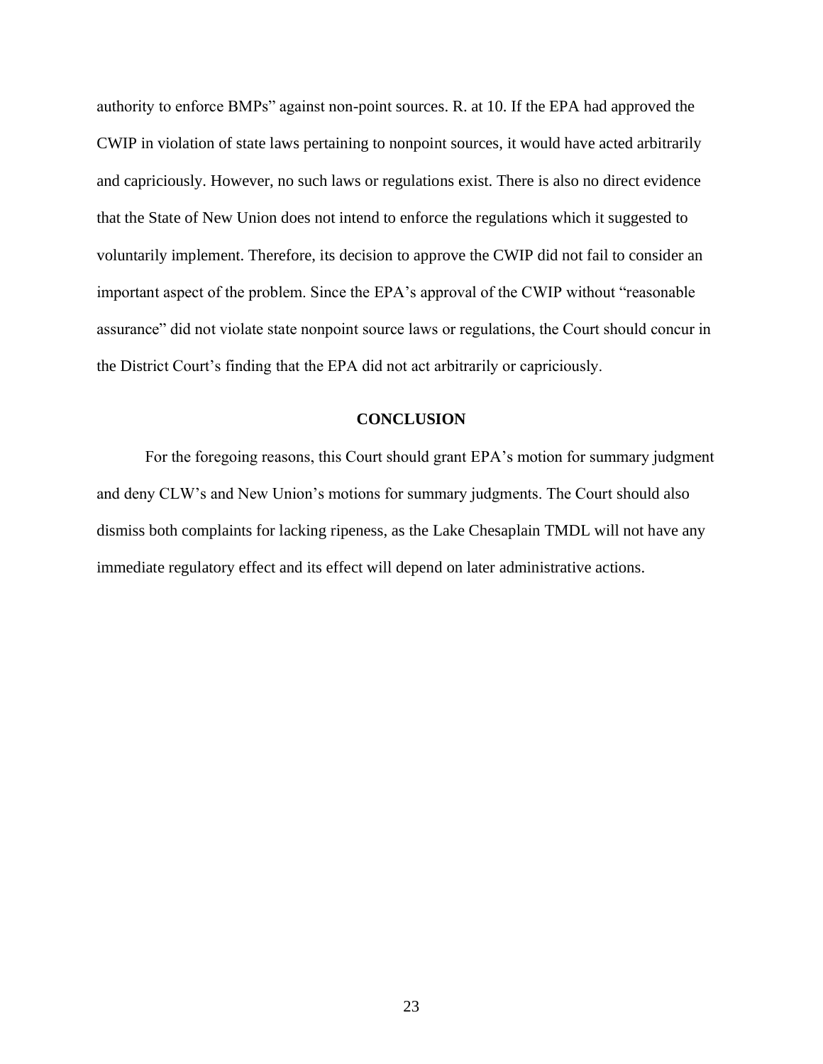authority to enforce BMPs" against non-point sources. R. at 10. If the EPA had approved the CWIP in violation of state laws pertaining to nonpoint sources, it would have acted arbitrarily and capriciously. However, no such laws or regulations exist. There is also no direct evidence that the State of New Union does not intend to enforce the regulations which it suggested to voluntarily implement. Therefore, its decision to approve the CWIP did not fail to consider an important aspect of the problem. Since the EPA's approval of the CWIP without "reasonable assurance" did not violate state nonpoint source laws or regulations, the Court should concur in the District Court's finding that the EPA did not act arbitrarily or capriciously.

## CONCLUSION

For the foregoing reasons, this Court should grant EPA's motion for summary judgment and deny CLW's and New Union's motions for summary judgments. The Court should also dismiss both complaints for lacking ripeness, as the Lake Chesaplain TMDL will not have any immediate regulatory effect and its effect will depend on later administrative actions.